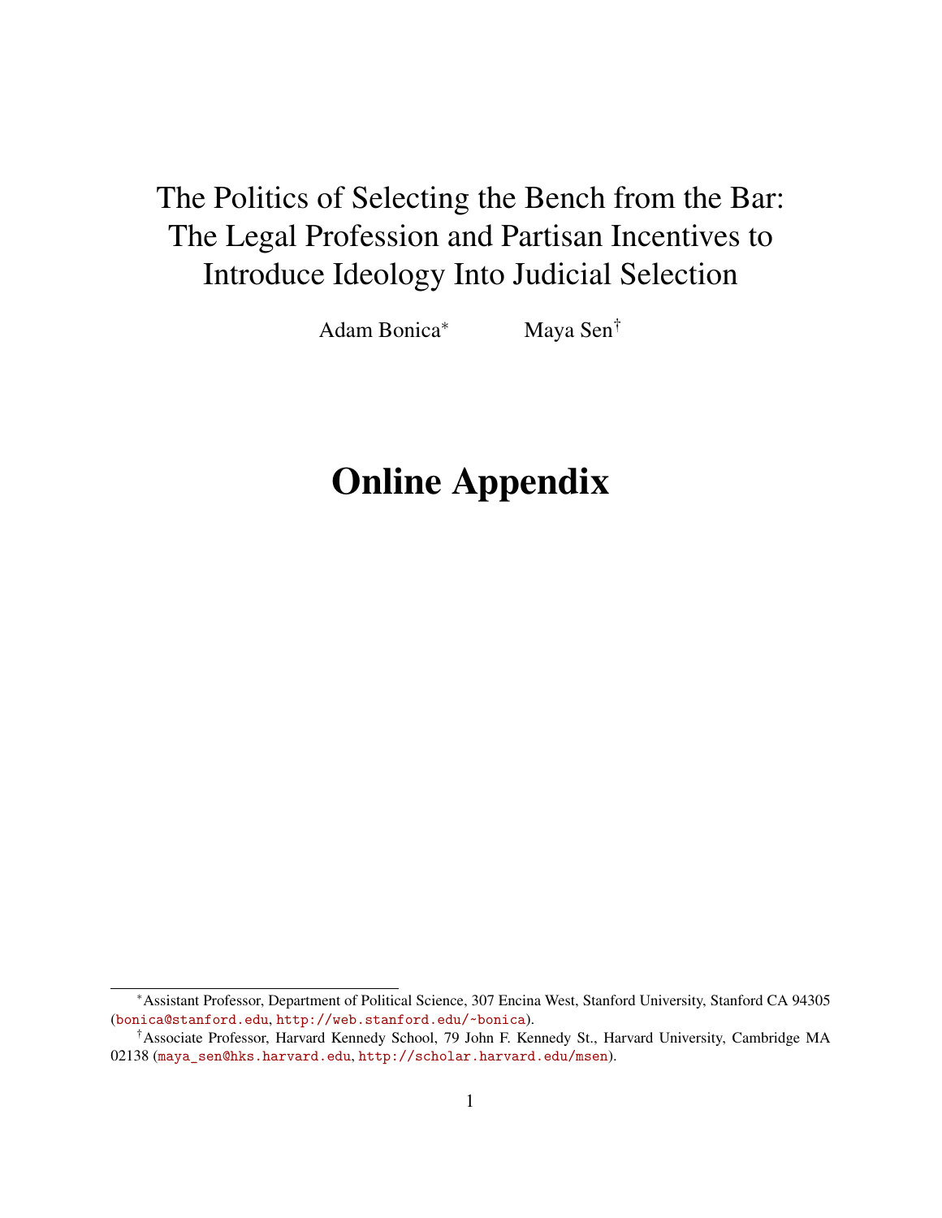# The Politics of Selecting the Bench from the Bar: The Legal Profession and Partisan Incentives to Introduce Ideology Into Judicial Selection

Adam Bonica[*] Maya Sen[†]

# Online Appendix

[*]Assistant Professor, Department of Political Science, 307 Encina West, Stanford University, Stanford CA 94305 (bonica@stanford.edu, http://web.stanford.edu/~bonica).

[†]Associate Professor, Harvard Kennedy School, 79 John F. Kennedy St., Harvard University, Cambridge MA 02138 (maya_sen@hks.harvard.edu, http://scholar.harvard.edu/msen).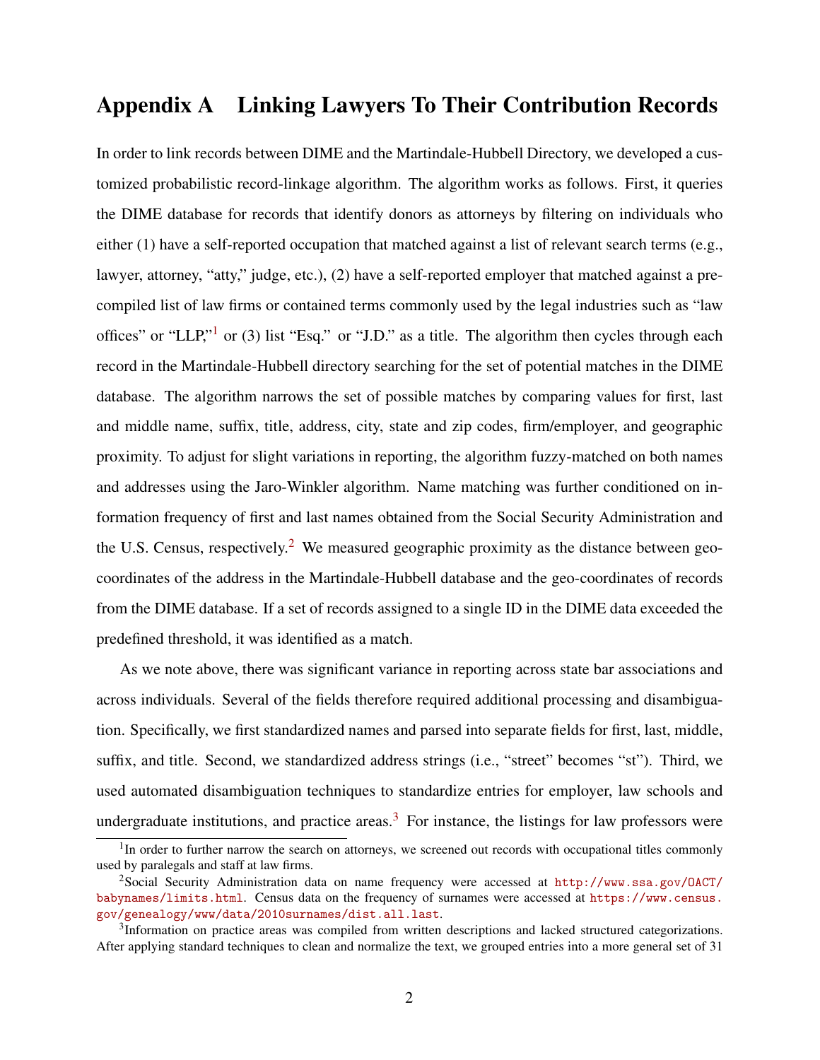# Appendix A Linking Lawyers To Their Contribution Records

In order to link records between DIME and the Martindale-Hubbell Directory, we developed a customized probabilistic record-linkage algorithm. The algorithm works as follows. First, it queries the DIME database for records that identify donors as attorneys by filtering on individuals who either (1) have a self-reported occupation that matched against a list of relevant search terms (e.g., lawyer, attorney, "atty," judge, etc.), (2) have a self-reported employer that matched against a precompiled list of law firms or contained terms commonly used by the legal industries such as "law offices" or "LLP,"[1] or (3) list "Esq." or "J.D." as a title. The algorithm then cycles through each record in the Martindale-Hubbell directory searching for the set of potential matches in the DIME database. The algorithm narrows the set of possible matches by comparing values for first, last and middle name, suffix, title, address, city, state and zip codes, firm/employer, and geographic proximity. To adjust for slight variations in reporting, the algorithm fuzzy-matched on both names and addresses using the Jaro-Winkler algorithm. Name matching was further conditioned on information frequency of first and last names obtained from the Social Security Administration and the U.S. Census, respectively.[2] We measured geographic proximity as the distance between geo-coordinates of the address in the Martindale-Hubbell database and the geo-coordinates of records from the DIME database. If a set of records assigned to a single ID in the DIME data exceeded the predefined threshold, it was identified as a match.

As we note above, there was significant variance in reporting across state bar associations and across individuals. Several of the fields therefore required additional processing and disambiguation. Specifically, we first standardized names and parsed into separate fields for first, last, middle, suffix, and title. Second, we standardized address strings (i.e., "street" becomes "st"). Third, we used automated disambiguation techniques to standardize entries for employer, law schools and undergraduate institutions, and practice areas.[3] For instance, the listings for law professors were

---

[1] In order to further narrow the search on attorneys, we screened out records with occupational titles commonly used by paralegals and staff at law firms.

[2] Social Security Administration data on name frequency were accessed at http://www.ssa.gov/OACT/babynames/limits.html. Census data on the frequency of surnames were accessed at https://www.census.gov/genealogy/www/data/2010surnames/dist.all.last.

[3] Information on practice areas was compiled from written descriptions and lacked structured categorizations. After applying standard techniques to clean and normalize the text, we grouped entries into a more general set of 31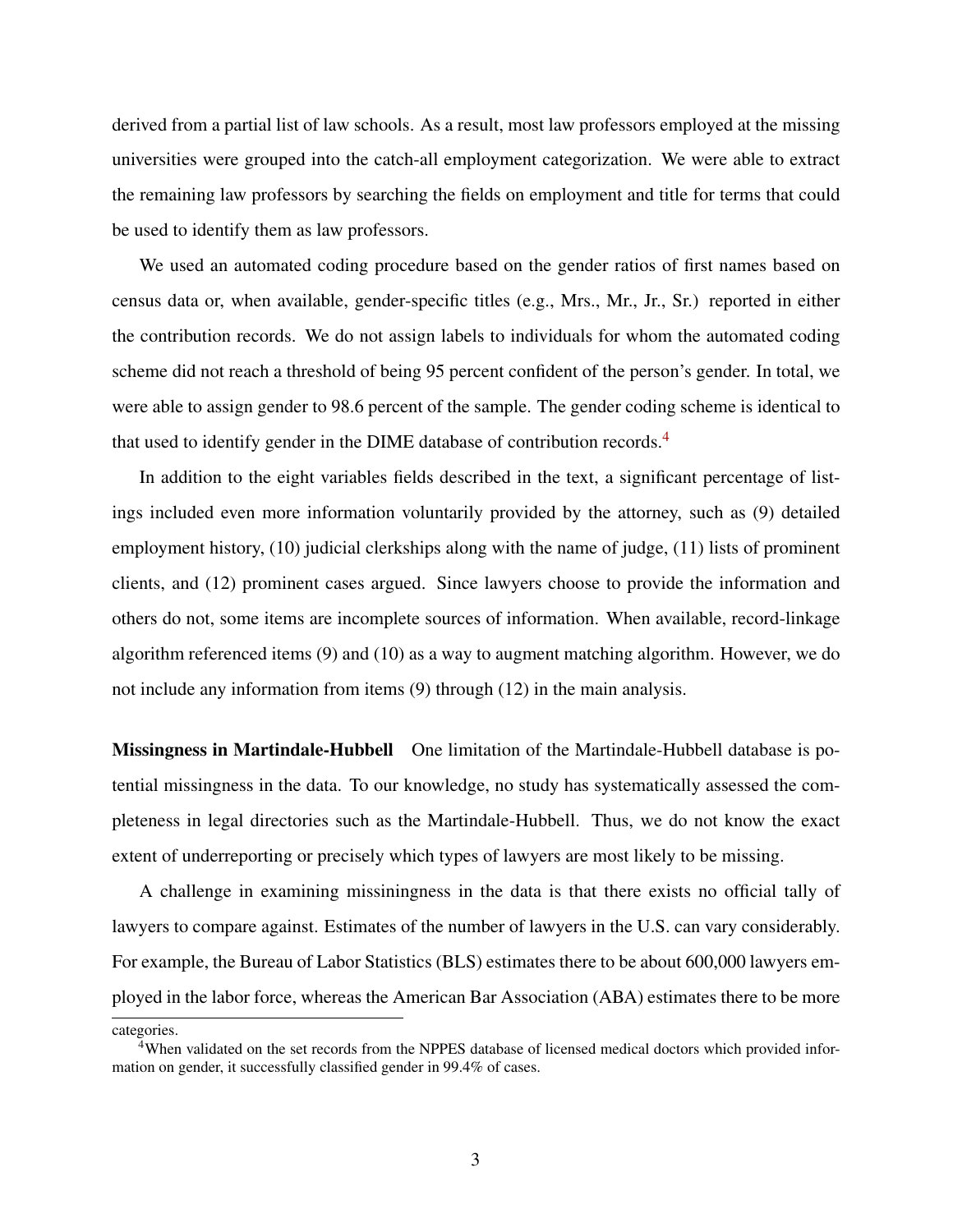derived from a partial list of law schools. As a result, most law professors employed at the missing universities were grouped into the catch-all employment categorization. We were able to extract the remaining law professors by searching the fields on employment and title for terms that could be used to identify them as law professors.

We used an automated coding procedure based on the gender ratios of first names based on census data or, when available, gender-specific titles (e.g., Mrs., Mr., Jr., Sr.) reported in either the contribution records. We do not assign labels to individuals for whom the automated coding scheme did not reach a threshold of being 95 percent confident of the person's gender. In total, we were able to assign gender to 98.6 percent of the sample. The gender coding scheme is identical to that used to identify gender in the DIME database of contribution records.[4]

In addition to the eight variables fields described in the text, a significant percentage of listings included even more information voluntarily provided by the attorney, such as (9) detailed employment history, (10) judicial clerkships along with the name of judge, (11) lists of prominent clients, and (12) prominent cases argued. Since lawyers choose to provide the information and others do not, some items are incomplete sources of information. When available, record-linkage algorithm referenced items (9) and (10) as a way to augment matching algorithm. However, we do not include any information from items (9) through (12) in the main analysis.

**Missingness in Martindale-Hubbell** One limitation of the Martindale-Hubbell database is potential missingness in the data. To our knowledge, no study has systematically assessed the completeness in legal directories such as the Martindale-Hubbell. Thus, we do not know the exact extent of underreporting or precisely which types of lawyers are most likely to be missing.

A challenge in examining missiningness in the data is that there exists no official tally of lawyers to compare against. Estimates of the number of lawyers in the U.S. can vary considerably. For example, the Bureau of Labor Statistics (BLS) estimates there to be about 600,000 lawyers employed in the labor force, whereas the American Bar Association (ABA) estimates there to be more

categories.

[4] When validated on the set records from the NPPES database of licensed medical doctors which provided information on gender, it successfully classified gender in 99.4% of cases.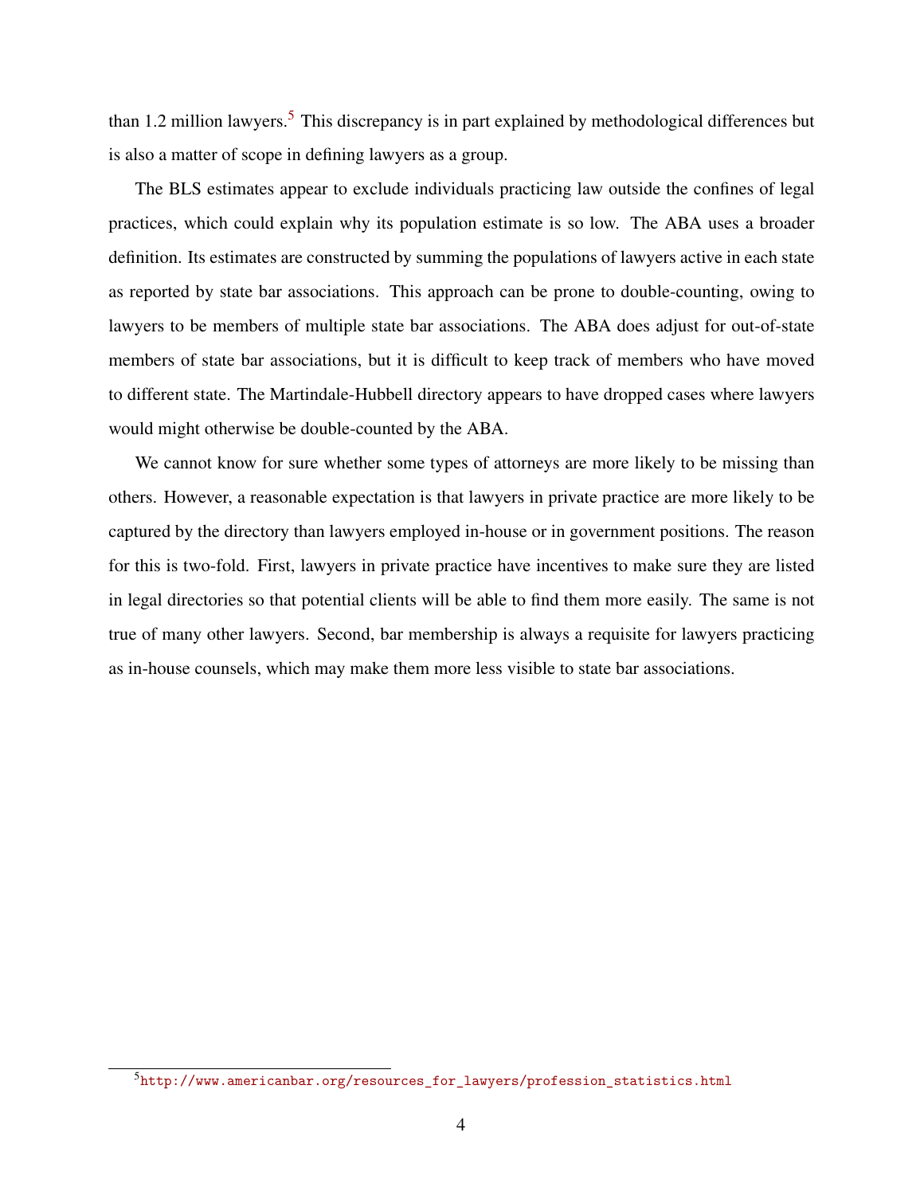than 1.2 million lawyers.[5] This discrepancy is in part explained by methodological differences but is also a matter of scope in defining lawyers as a group.

The BLS estimates appear to exclude individuals practicing law outside the confines of legal practices, which could explain why its population estimate is so low. The ABA uses a broader definition. Its estimates are constructed by summing the populations of lawyers active in each state as reported by state bar associations. This approach can be prone to double-counting, owing to lawyers to be members of multiple state bar associations. The ABA does adjust for out-of-state members of state bar associations, but it is difficult to keep track of members who have moved to different state. The Martindale-Hubbell directory appears to have dropped cases where lawyers would might otherwise be double-counted by the ABA.

We cannot know for sure whether some types of attorneys are more likely to be missing than others. However, a reasonable expectation is that lawyers in private practice are more likely to be captured by the directory than lawyers employed in-house or in government positions. The reason for this is two-fold. First, lawyers in private practice have incentives to make sure they are listed in legal directories so that potential clients will be able to find them more easily. The same is not true of many other lawyers. Second, bar membership is always a requisite for lawyers practicing as in-house counsels, which may make them more less visible to state bar associations.

[5] http://www.americanbar.org/resources_for_lawyers/profession_statistics.html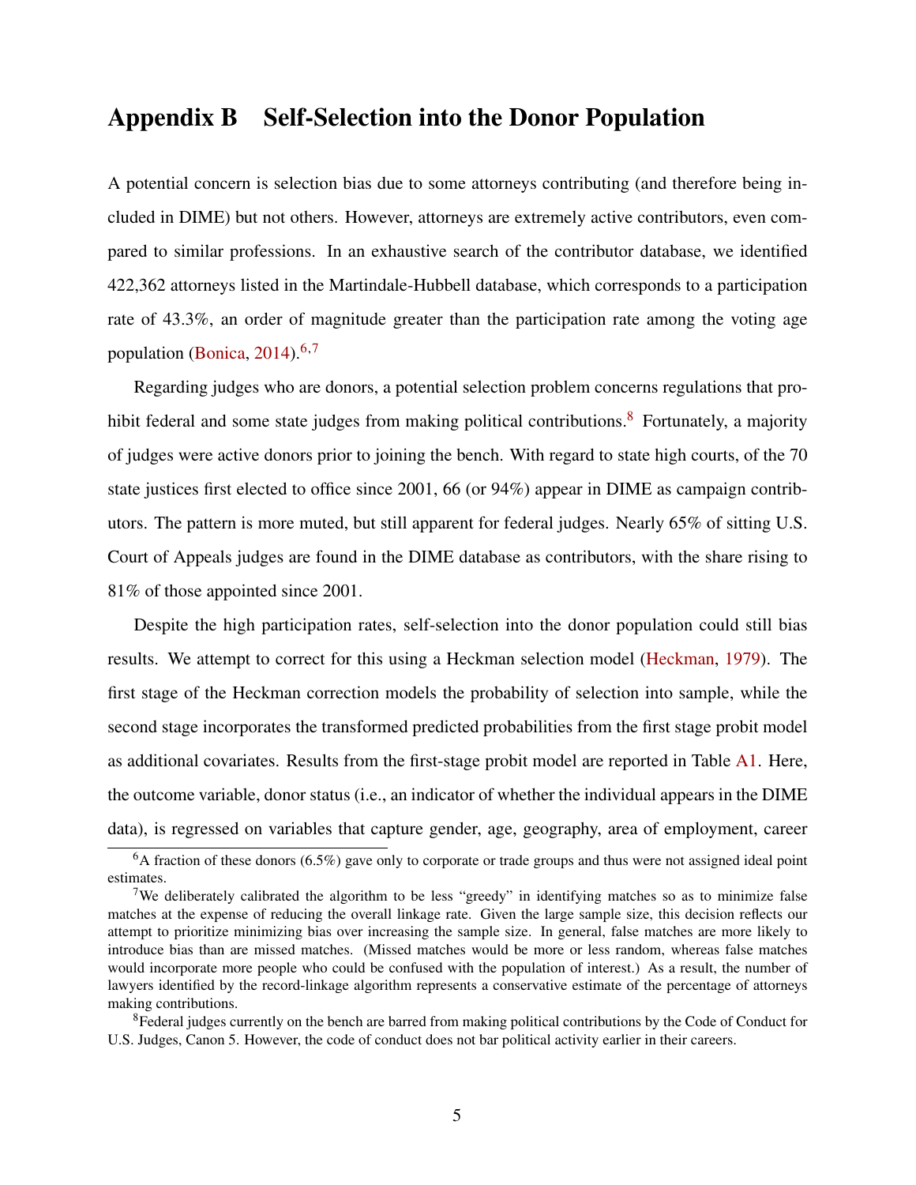# Appendix B Self-Selection into the Donor Population

A potential concern is selection bias due to some attorneys contributing (and therefore being included in DIME) but not others. However, attorneys are extremely active contributors, even compared to similar professions. In an exhaustive search of the contributor database, we identified 422,362 attorneys listed in the Martindale-Hubbell database, which corresponds to a participation rate of 43.3%, an order of magnitude greater than the participation rate among the voting age population (Bonica, 2014).[6,7]

Regarding judges who are donors, a potential selection problem concerns regulations that prohibit federal and some state judges from making political contributions.[8] Fortunately, a majority of judges were active donors prior to joining the bench. With regard to state high courts, of the 70 state justices first elected to office since 2001, 66 (or 94%) appear in DIME as campaign contributors. The pattern is more muted, but still apparent for federal judges. Nearly 65% of sitting U.S. Court of Appeals judges are found in the DIME database as contributors, with the share rising to 81% of those appointed since 2001.

Despite the high participation rates, self-selection into the donor population could still bias results. We attempt to correct for this using a Heckman selection model (Heckman, 1979). The first stage of the Heckman correction models the probability of selection into sample, while the second stage incorporates the transformed predicted probabilities from the first stage probit model as additional covariates. Results from the first-stage probit model are reported in Table A1. Here, the outcome variable, donor status (i.e., an indicator of whether the individual appears in the DIME data), is regressed on variables that capture gender, age, geography, area of employment, career

[6] A fraction of these donors (6.5%) gave only to corporate or trade groups and thus were not assigned ideal point estimates.

[7] We deliberately calibrated the algorithm to be less "greedy" in identifying matches so as to minimize false matches at the expense of reducing the overall linkage rate. Given the large sample size, this decision reflects our attempt to prioritize minimizing bias over increasing the sample size. In general, false matches are more likely to introduce bias than are missed matches. (Missed matches would be more or less random, whereas false matches would incorporate more people who could be confused with the population of interest.) As a result, the number of lawyers identified by the record-linkage algorithm represents a conservative estimate of the percentage of attorneys making contributions.

[8] Federal judges currently on the bench are barred from making political contributions by the Code of Conduct for U.S. Judges, Canon 5. However, the code of conduct does not bar political activity earlier in their careers.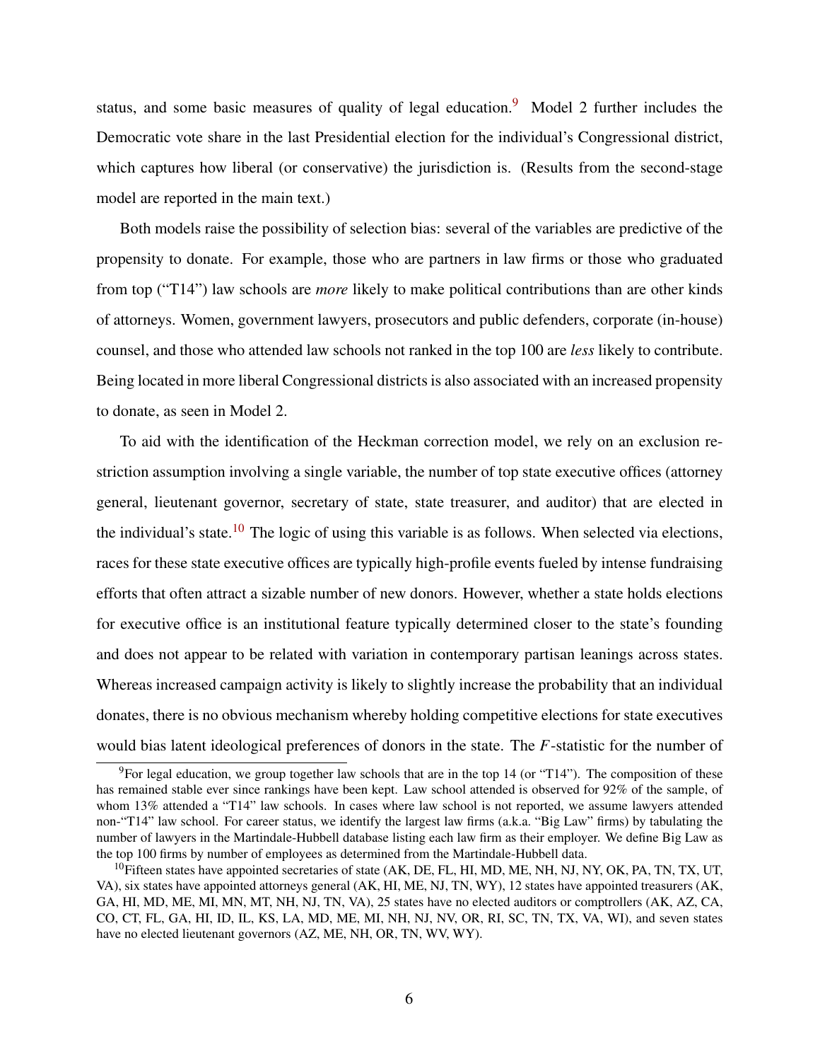status, and some basic measures of quality of legal education.[9] Model 2 further includes the Democratic vote share in the last Presidential election for the individual's Congressional district, which captures how liberal (or conservative) the jurisdiction is. (Results from the second-stage model are reported in the main text.)

Both models raise the possibility of selection bias: several of the variables are predictive of the propensity to donate. For example, those who are partners in law firms or those who graduated from top ("T14") law schools are *more* likely to make political contributions than are other kinds of attorneys. Women, government lawyers, prosecutors and public defenders, corporate (in-house) counsel, and those who attended law schools not ranked in the top 100 are *less* likely to contribute. Being located in more liberal Congressional districts is also associated with an increased propensity to donate, as seen in Model 2.

To aid with the identification of the Heckman correction model, we rely on an exclusion restriction assumption involving a single variable, the number of top state executive offices (attorney general, lieutenant governor, secretary of state, state treasurer, and auditor) that are elected in the individual's state.[10] The logic of using this variable is as follows. When selected via elections, races for these state executive offices are typically high-profile events fueled by intense fundraising efforts that often attract a sizable number of new donors. However, whether a state holds elections for executive office is an institutional feature typically determined closer to the state's founding and does not appear to be related with variation in contemporary partisan leanings across states. Whereas increased campaign activity is likely to slightly increase the probability that an individual donates, there is no obvious mechanism whereby holding competitive elections for state executives would bias latent ideological preferences of donors in the state. The $F$-statistic for the number of

[9] For legal education, we group together law schools that are in the top 14 (or "T14"). The composition of these has remained stable ever since rankings have been kept. Law school attended is observed for 92% of the sample, of whom 13% attended a "T14" law schools. In cases where law school is not reported, we assume lawyers attended non-"T14" law school. For career status, we identify the largest law firms (a.k.a. "Big Law" firms) by tabulating the number of lawyers in the Martindale-Hubbell database listing each law firm as their employer. We define Big Law as the top 100 firms by number of employees as determined from the Martindale-Hubbell data.

[10] Fifteen states have appointed secretaries of state (AK, DE, FL, HI, MD, ME, NH, NJ, NY, OK, PA, TN, TX, UT, VA), six states have appointed attorneys general (AK, HI, ME, NJ, TN, WY), 12 states have appointed treasurers (AK, GA, HI, MD, ME, MI, MN, MT, NH, NJ, TN, VA), 25 states have no elected auditors or comptrollers (AK, AZ, CA, CO, CT, FL, GA, HI, ID, IL, KS, LA, MD, ME, MI, NH, NJ, NV, OR, RI, SC, TN, TX, VA, WI), and seven states have no elected lieutenant governors (AZ, ME, NH, OR, TN, WV, WY).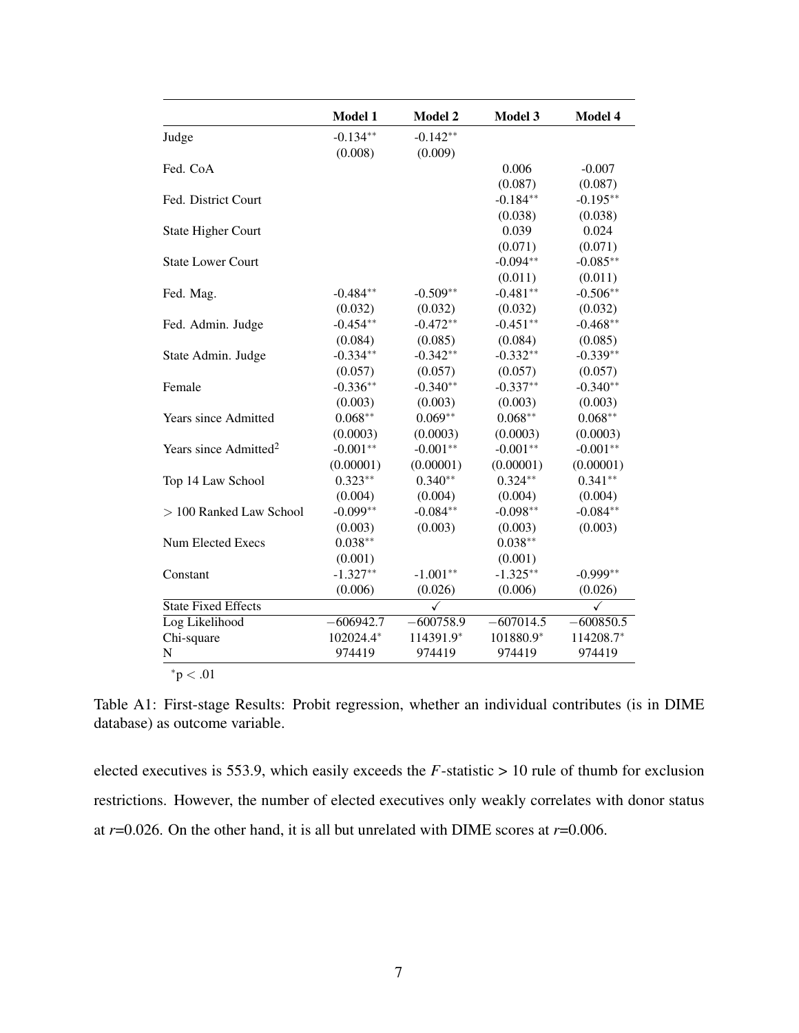| | **Model 1** | **Model 2** | **Model 3** | **Model 4** |
|---|---|---|---|---|
| Judge | -0.134** | -0.142** | | |
| | (0.008) | (0.009) | | |
| Fed. CoA | | | 0.006 | -0.007 |
| | | | (0.087) | (0.087) |
| Fed. District Court | | | -0.184** | -0.195** |
| | | | (0.038) | (0.038) |
| State Higher Court | | | 0.039 | 0.024 |
| | | | (0.071) | (0.071) |
| State Lower Court | | | -0.094** | -0.085** |
| | | | (0.011) | (0.011) |
| Fed. Mag. | -0.484** | -0.509** | -0.481** | -0.506** |
| | (0.032) | (0.032) | (0.032) | (0.032) |
| Fed. Admin. Judge | -0.454** | -0.472** | -0.451** | -0.468** |
| | (0.084) | (0.085) | (0.084) | (0.085) |
| State Admin. Judge | -0.334** | -0.342** | -0.332** | -0.339** |
| | (0.057) | (0.057) | (0.057) | (0.057) |
| Female | -0.336** | -0.340** | -0.337** | -0.340** |
| | (0.003) | (0.003) | (0.003) | (0.003) |
| Years since Admitted | 0.068** | 0.069** | 0.068** | 0.068** |
| | (0.0003) | (0.0003) | (0.0003) | (0.0003) |
| Years since Admitted$^2$ | -0.001** | -0.001** | -0.001** | -0.001** |
| | (0.00001) | (0.00001) | (0.00001) | (0.00001) |
| Top 14 Law School | 0.323** | 0.340** | 0.324** | 0.341** |
| | (0.004) | (0.004) | (0.004) | (0.004) |
| > 100 Ranked Law School | -0.099** | -0.084** | -0.098** | -0.084** |
| | (0.003) | (0.003) | (0.003) | (0.003) |
| Num Elected Execs | 0.038** | | 0.038** | |
| | (0.001) | | (0.001) | |
| Constant | -1.327** | -1.001** | -1.325** | -0.999** |
| | (0.006) | (0.026) | (0.006) | (0.026) |
| State Fixed Effects | | ✓ | | ✓ |
| Log Likelihood | −606942.7 | −600758.9 | −607014.5 | −600850.5 |
| Chi-square | 102024.4* | 114391.9* | 101880.9* | 114208.7* |
| N | 974419 | 974419 | 974419 | 974419 |

*p < .01

Table A1: First-stage Results: Probit regression, whether an individual contributes (is in DIME database) as outcome variable.

elected executives is 553.9, which easily exceeds the $F$-statistic > 10 rule of thumb for exclusion restrictions. However, the number of elected executives only weakly correlates with donor status at $r$=0.026. On the other hand, it is all but unrelated with DIME scores at $r$=0.006.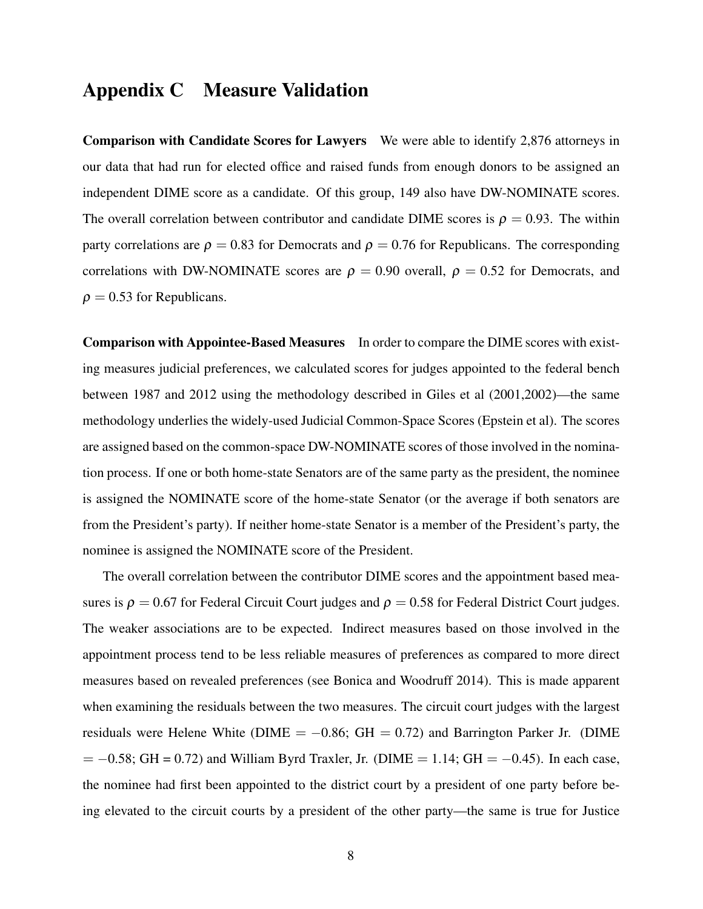# Appendix C Measure Validation

**Comparison with Candidate Scores for Lawyers** We were able to identify 2,876 attorneys in our data that had run for elected office and raised funds from enough donors to be assigned an independent DIME score as a candidate. Of this group, 149 also have DW-NOMINATE scores. The overall correlation between contributor and candidate DIME scores is $\rho = 0.93$. The within party correlations are $\rho = 0.83$ for Democrats and $\rho = 0.76$ for Republicans. The corresponding correlations with DW-NOMINATE scores are $\rho = 0.90$ overall, $\rho = 0.52$ for Democrats, and $\rho = 0.53$ for Republicans.

**Comparison with Appointee-Based Measures** In order to compare the DIME scores with existing measures judicial preferences, we calculated scores for judges appointed to the federal bench between 1987 and 2012 using the methodology described in Giles et al (2001,2002)—the same methodology underlies the widely-used Judicial Common-Space Scores (Epstein et al). The scores are assigned based on the common-space DW-NOMINATE scores of those involved in the nomination process. If one or both home-state Senators are of the same party as the president, the nominee is assigned the NOMINATE score of the home-state Senator (or the average if both senators are from the President's party). If neither home-state Senator is a member of the President's party, the nominee is assigned the NOMINATE score of the President.

The overall correlation between the contributor DIME scores and the appointment based measures is $\rho = 0.67$ for Federal Circuit Court judges and $\rho = 0.58$ for Federal District Court judges. The weaker associations are to be expected. Indirect measures based on those involved in the appointment process tend to be less reliable measures of preferences as compared to more direct measures based on revealed preferences (see Bonica and Woodruff 2014). This is made apparent when examining the residuals between the two measures. The circuit court judges with the largest residuals were Helene White (DIME $= -0.86$; GH $= 0.72$) and Barrington Parker Jr. (DIME $= -0.58$; GH = 0.72) and William Byrd Traxler, Jr. (DIME $= 1.14$; GH $= -0.45$). In each case, the nominee had first been appointed to the district court by a president of one party before being elevated to the circuit courts by a president of the other party—the same is true for Justice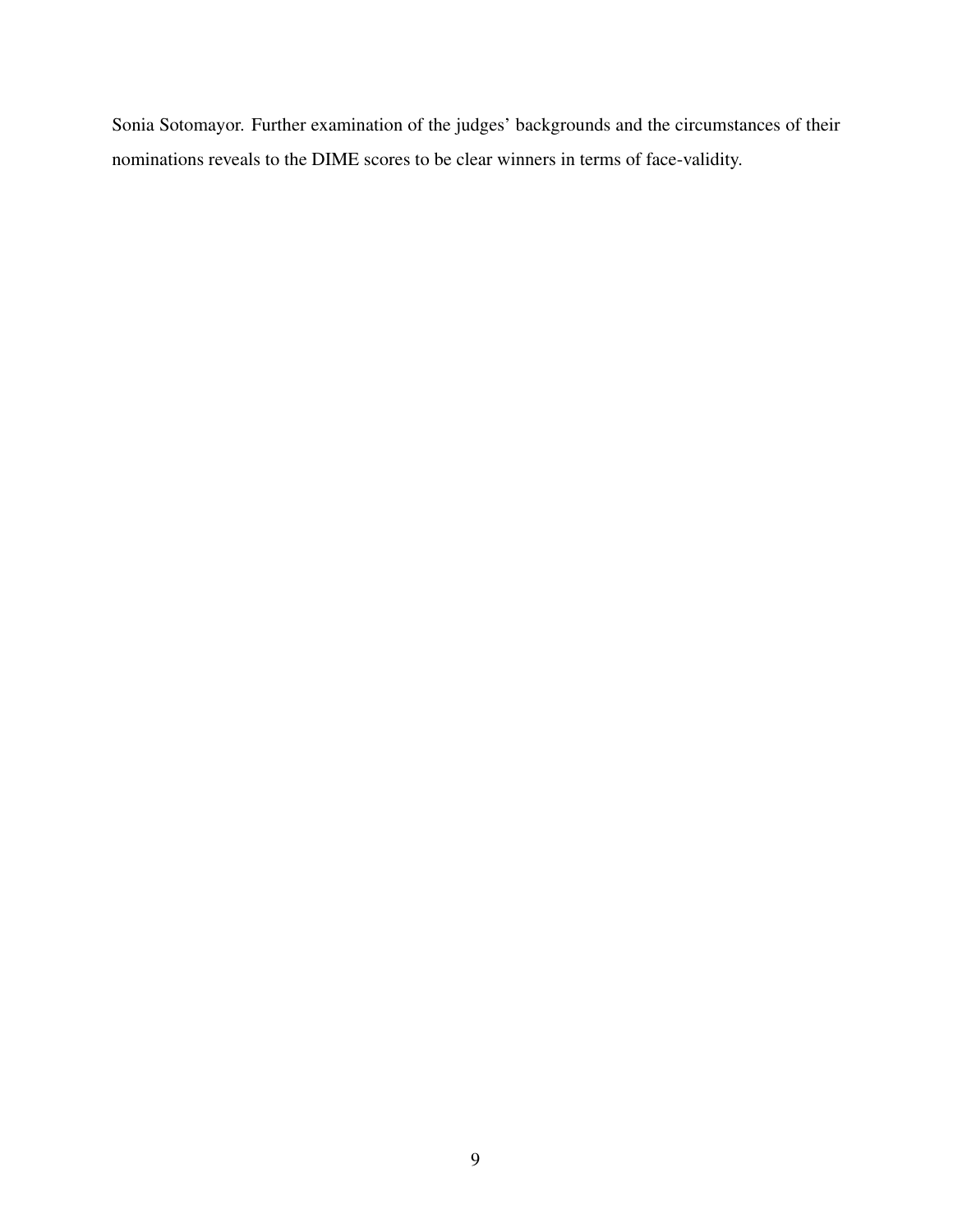Sonia Sotomayor. Further examination of the judges' backgrounds and the circumstances of their nominations reveals to the DIME scores to be clear winners in terms of face-validity.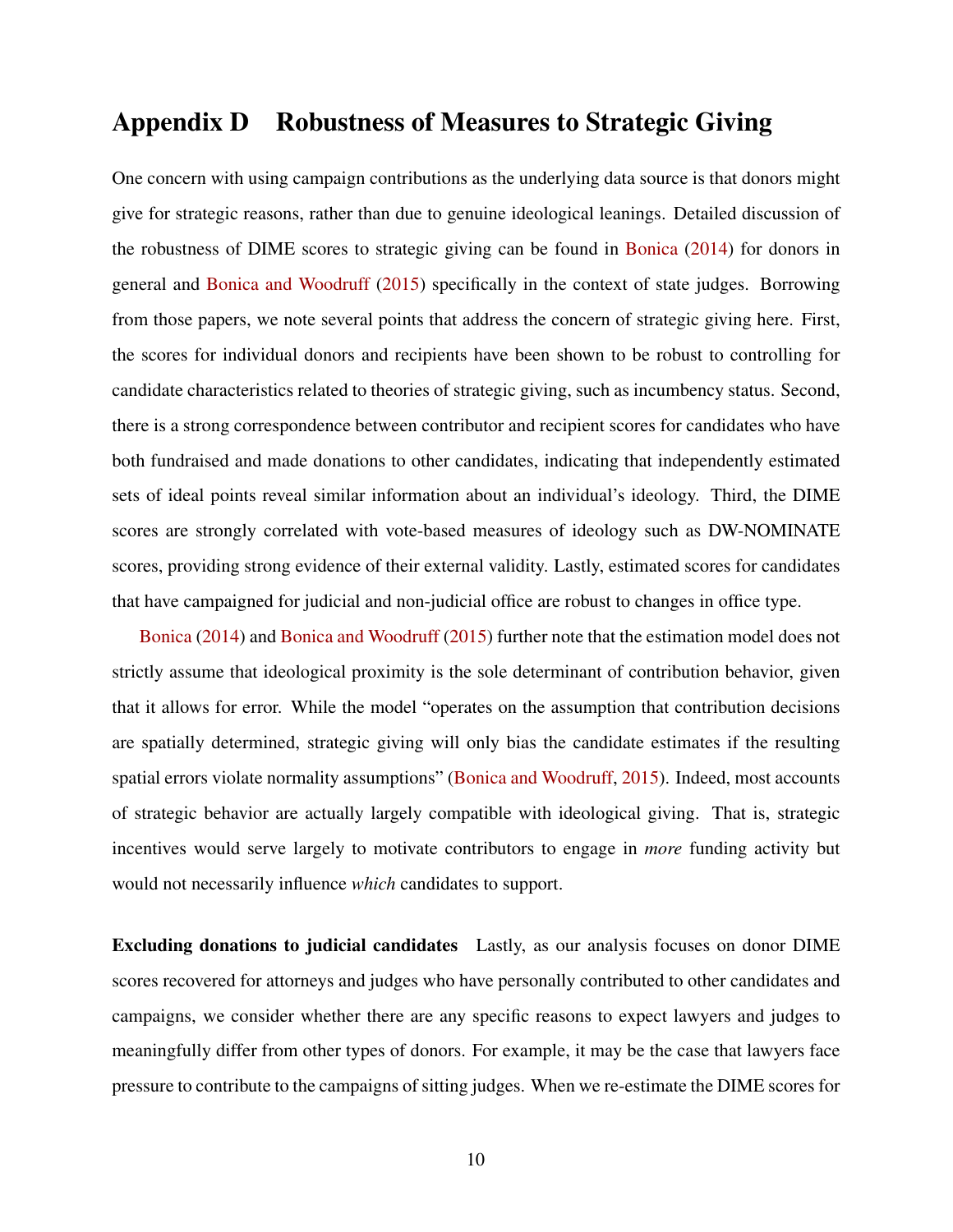# Appendix D Robustness of Measures to Strategic Giving

One concern with using campaign contributions as the underlying data source is that donors might give for strategic reasons, rather than due to genuine ideological leanings. Detailed discussion of the robustness of DIME scores to strategic giving can be found in Bonica (2014) for donors in general and Bonica and Woodruff (2015) specifically in the context of state judges. Borrowing from those papers, we note several points that address the concern of strategic giving here. First, the scores for individual donors and recipients have been shown to be robust to controlling for candidate characteristics related to theories of strategic giving, such as incumbency status. Second, there is a strong correspondence between contributor and recipient scores for candidates who have both fundraised and made donations to other candidates, indicating that independently estimated sets of ideal points reveal similar information about an individual's ideology. Third, the DIME scores are strongly correlated with vote-based measures of ideology such as DW-NOMINATE scores, providing strong evidence of their external validity. Lastly, estimated scores for candidates that have campaigned for judicial and non-judicial office are robust to changes in office type.

Bonica (2014) and Bonica and Woodruff (2015) further note that the estimation model does not strictly assume that ideological proximity is the sole determinant of contribution behavior, given that it allows for error. While the model "operates on the assumption that contribution decisions are spatially determined, strategic giving will only bias the candidate estimates if the resulting spatial errors violate normality assumptions" (Bonica and Woodruff, 2015). Indeed, most accounts of strategic behavior are actually largely compatible with ideological giving. That is, strategic incentives would serve largely to motivate contributors to engage in *more* funding activity but would not necessarily influence *which* candidates to support.

**Excluding donations to judicial candidates** Lastly, as our analysis focuses on donor DIME scores recovered for attorneys and judges who have personally contributed to other candidates and campaigns, we consider whether there are any specific reasons to expect lawyers and judges to meaningfully differ from other types of donors. For example, it may be the case that lawyers face pressure to contribute to the campaigns of sitting judges. When we re-estimate the DIME scores for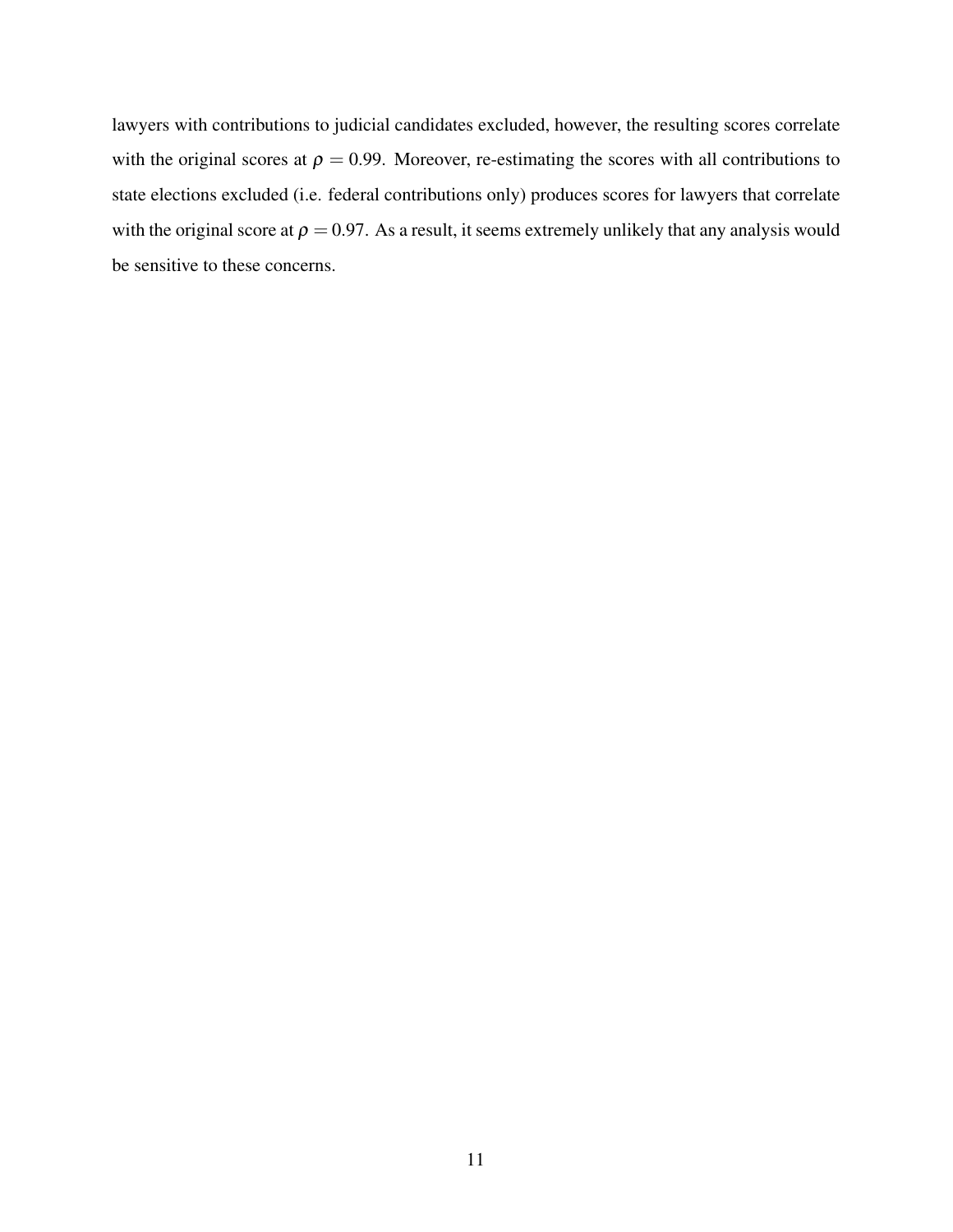lawyers with contributions to judicial candidates excluded, however, the resulting scores correlate with the original scores at $\rho = 0.99$. Moreover, re-estimating the scores with all contributions to state elections excluded (i.e. federal contributions only) produces scores for lawyers that correlate with the original score at $\rho = 0.97$. As a result, it seems extremely unlikely that any analysis would be sensitive to these concerns.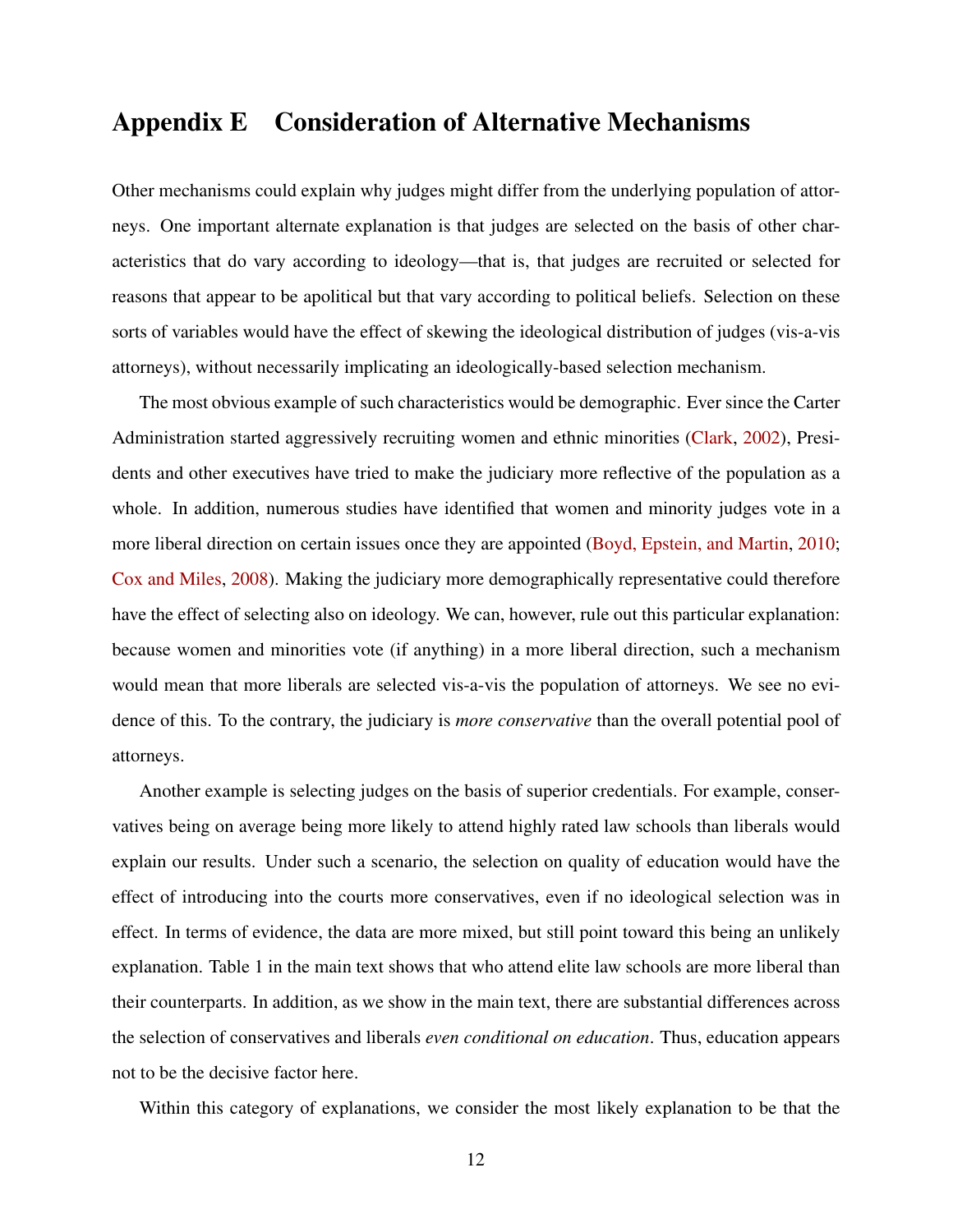# Appendix E Consideration of Alternative Mechanisms

Other mechanisms could explain why judges might differ from the underlying population of attorneys. One important alternate explanation is that judges are selected on the basis of other characteristics that do vary according to ideology—that is, that judges are recruited or selected for reasons that appear to be apolitical but that vary according to political beliefs. Selection on these sorts of variables would have the effect of skewing the ideological distribution of judges (vis-a-vis attorneys), without necessarily implicating an ideologically-based selection mechanism.

The most obvious example of such characteristics would be demographic. Ever since the Carter Administration started aggressively recruiting women and ethnic minorities (Clark, 2002), Presidents and other executives have tried to make the judiciary more reflective of the population as a whole. In addition, numerous studies have identified that women and minority judges vote in a more liberal direction on certain issues once they are appointed (Boyd, Epstein, and Martin, 2010; Cox and Miles, 2008). Making the judiciary more demographically representative could therefore have the effect of selecting also on ideology. We can, however, rule out this particular explanation: because women and minorities vote (if anything) in a more liberal direction, such a mechanism would mean that more liberals are selected vis-a-vis the population of attorneys. We see no evidence of this. To the contrary, the judiciary is *more conservative* than the overall potential pool of attorneys.

Another example is selecting judges on the basis of superior credentials. For example, conservatives being on average being more likely to attend highly rated law schools than liberals would explain our results. Under such a scenario, the selection on quality of education would have the effect of introducing into the courts more conservatives, even if no ideological selection was in effect. In terms of evidence, the data are more mixed, but still point toward this being an unlikely explanation. Table 1 in the main text shows that who attend elite law schools are more liberal than their counterparts. In addition, as we show in the main text, there are substantial differences across the selection of conservatives and liberals *even conditional on education*. Thus, education appears not to be the decisive factor here.

Within this category of explanations, we consider the most likely explanation to be that the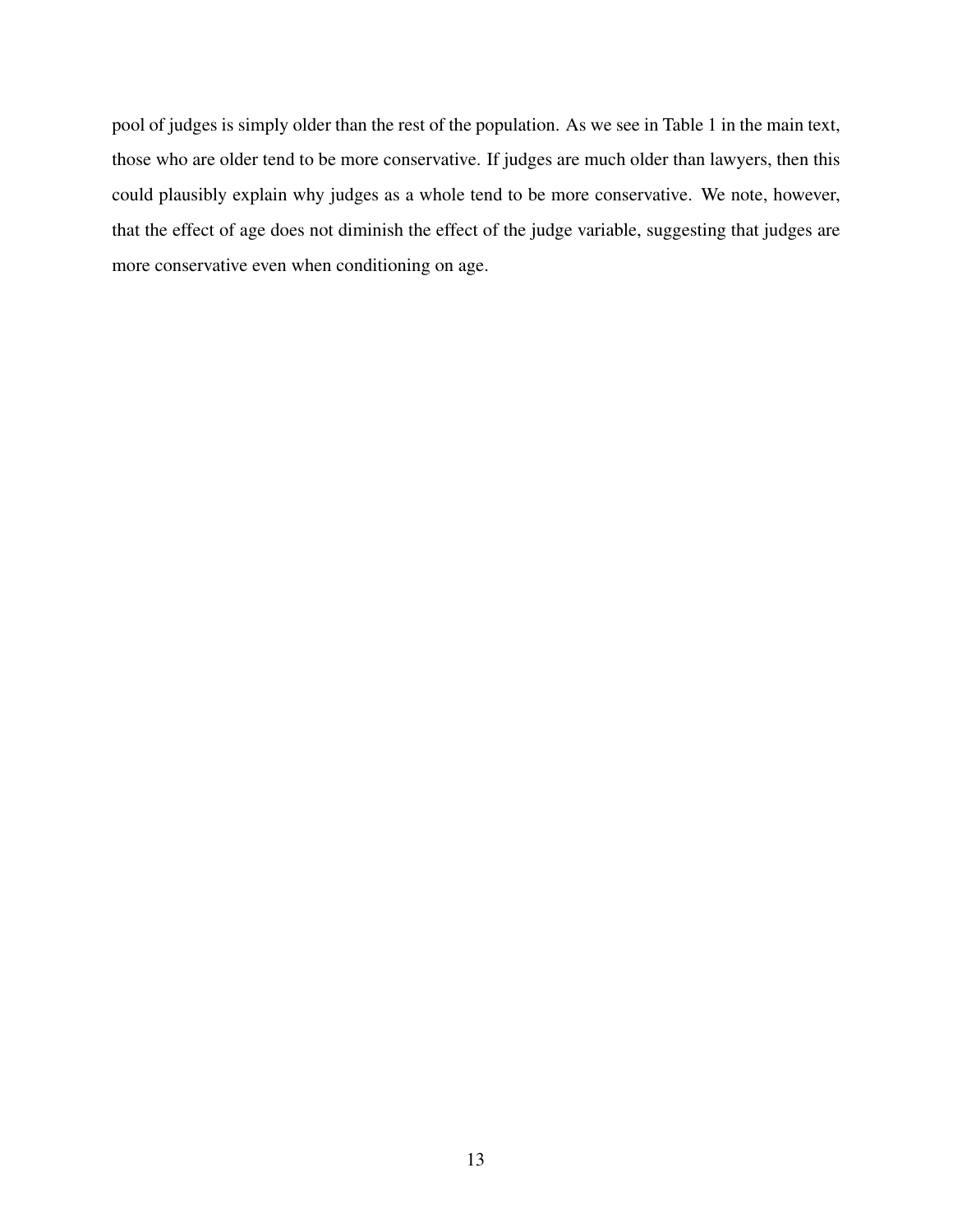pool of judges is simply older than the rest of the population. As we see in Table 1 in the main text, those who are older tend to be more conservative. If judges are much older than lawyers, then this could plausibly explain why judges as a whole tend to be more conservative. We note, however, that the effect of age does not diminish the effect of the judge variable, suggesting that judges are more conservative even when conditioning on age.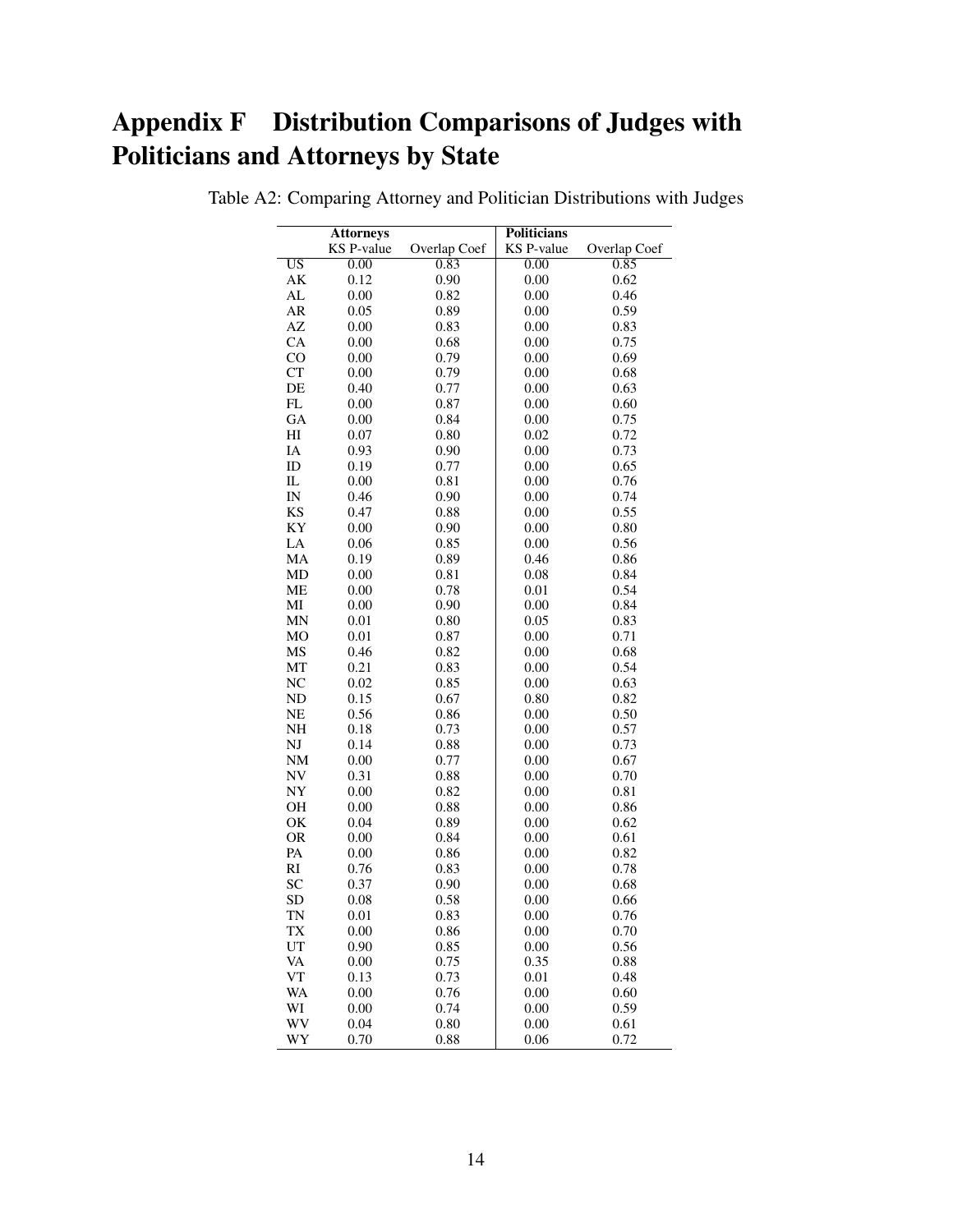# Appendix F Distribution Comparisons of Judges with Politicians and Attorneys by State

Table A2: Comparing Attorney and Politician Distributions with Judges

| | Attorneys | | Politicians | |
|---|---|---|---|---|
| | KS P-value | Overlap Coef | KS P-value | Overlap Coef |
| US | 0.00 | 0.83 | 0.00 | 0.85 |
| AK | 0.12 | 0.90 | 0.00 | 0.62 |
| AL | 0.00 | 0.82 | 0.00 | 0.46 |
| AR | 0.05 | 0.89 | 0.00 | 0.59 |
| AZ | 0.00 | 0.83 | 0.00 | 0.83 |
| CA | 0.00 | 0.68 | 0.00 | 0.75 |
| CO | 0.00 | 0.79 | 0.00 | 0.69 |
| CT | 0.00 | 0.79 | 0.00 | 0.68 |
| DE | 0.40 | 0.77 | 0.00 | 0.63 |
| FL | 0.00 | 0.87 | 0.00 | 0.60 |
| GA | 0.00 | 0.84 | 0.00 | 0.75 |
| HI | 0.07 | 0.80 | 0.02 | 0.72 |
| IA | 0.93 | 0.90 | 0.00 | 0.73 |
| ID | 0.19 | 0.77 | 0.00 | 0.65 |
| IL | 0.00 | 0.81 | 0.00 | 0.76 |
| IN | 0.46 | 0.90 | 0.00 | 0.74 |
| KS | 0.47 | 0.88 | 0.00 | 0.55 |
| KY | 0.00 | 0.90 | 0.00 | 0.80 |
| LA | 0.06 | 0.85 | 0.00 | 0.56 |
| MA | 0.19 | 0.89 | 0.46 | 0.86 |
| MD | 0.00 | 0.81 | 0.08 | 0.84 |
| ME | 0.00 | 0.78 | 0.01 | 0.54 |
| MI | 0.00 | 0.90 | 0.00 | 0.84 |
| MN | 0.01 | 0.80 | 0.05 | 0.83 |
| MO | 0.01 | 0.87 | 0.00 | 0.71 |
| MS | 0.46 | 0.82 | 0.00 | 0.68 |
| MT | 0.21 | 0.83 | 0.00 | 0.54 |
| NC | 0.02 | 0.85 | 0.00 | 0.63 |
| ND | 0.15 | 0.67 | 0.80 | 0.82 |
| NE | 0.56 | 0.86 | 0.00 | 0.50 |
| NH | 0.18 | 0.73 | 0.00 | 0.57 |
| NJ | 0.14 | 0.88 | 0.00 | 0.73 |
| NM | 0.00 | 0.77 | 0.00 | 0.67 |
| NV | 0.31 | 0.88 | 0.00 | 0.70 |
| NY | 0.00 | 0.82 | 0.00 | 0.81 |
| OH | 0.00 | 0.88 | 0.00 | 0.86 |
| OK | 0.04 | 0.89 | 0.00 | 0.62 |
| OR | 0.00 | 0.84 | 0.00 | 0.61 |
| PA | 0.00 | 0.86 | 0.00 | 0.82 |
| RI | 0.76 | 0.83 | 0.00 | 0.78 |
| SC | 0.37 | 0.90 | 0.00 | 0.68 |
| SD | 0.08 | 0.58 | 0.00 | 0.66 |
| TN | 0.01 | 0.83 | 0.00 | 0.76 |
| TX | 0.00 | 0.86 | 0.00 | 0.70 |
| UT | 0.90 | 0.85 | 0.00 | 0.56 |
| VA | 0.00 | 0.75 | 0.35 | 0.88 |
| VT | 0.13 | 0.73 | 0.01 | 0.48 |
| WA | 0.00 | 0.76 | 0.00 | 0.60 |
| WI | 0.00 | 0.74 | 0.00 | 0.59 |
| WV | 0.04 | 0.80 | 0.00 | 0.61 |
| WY | 0.70 | 0.88 | 0.06 | 0.72 |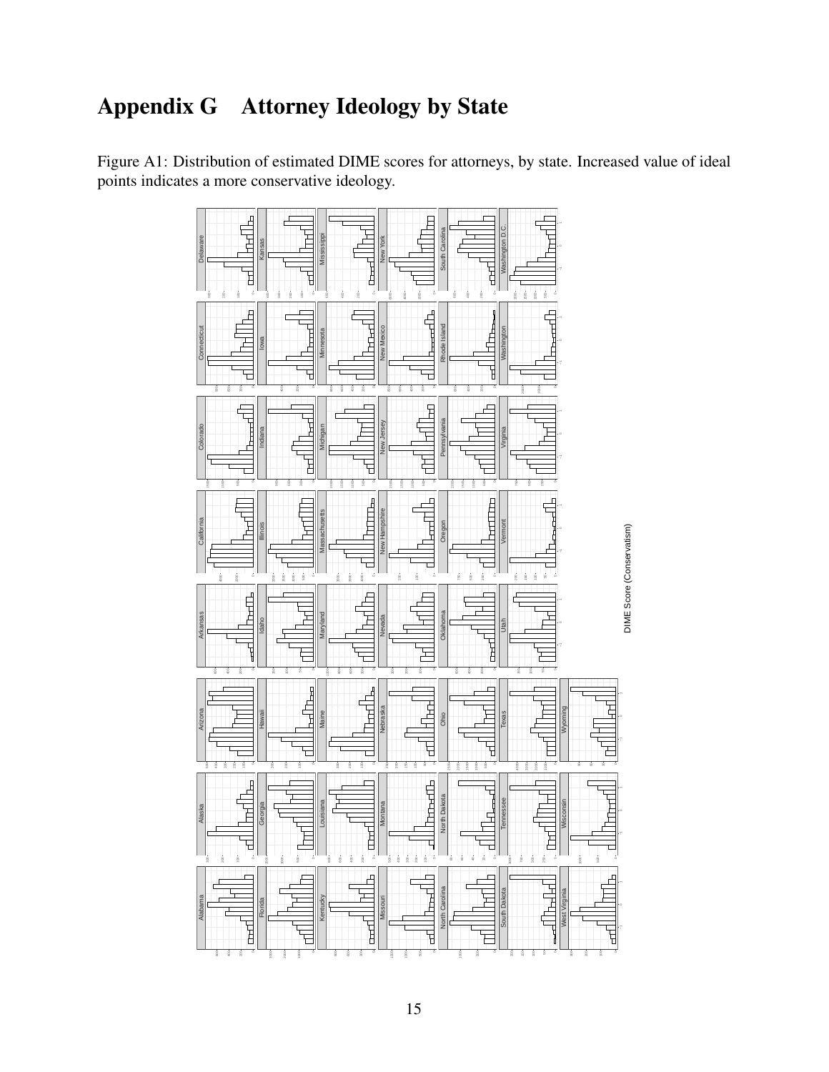# Appendix G Attorney Ideology by State

Figure A1: Distribution of estimated DIME scores for attorneys, by state. Increased value of ideal points indicates a more conservative ideology.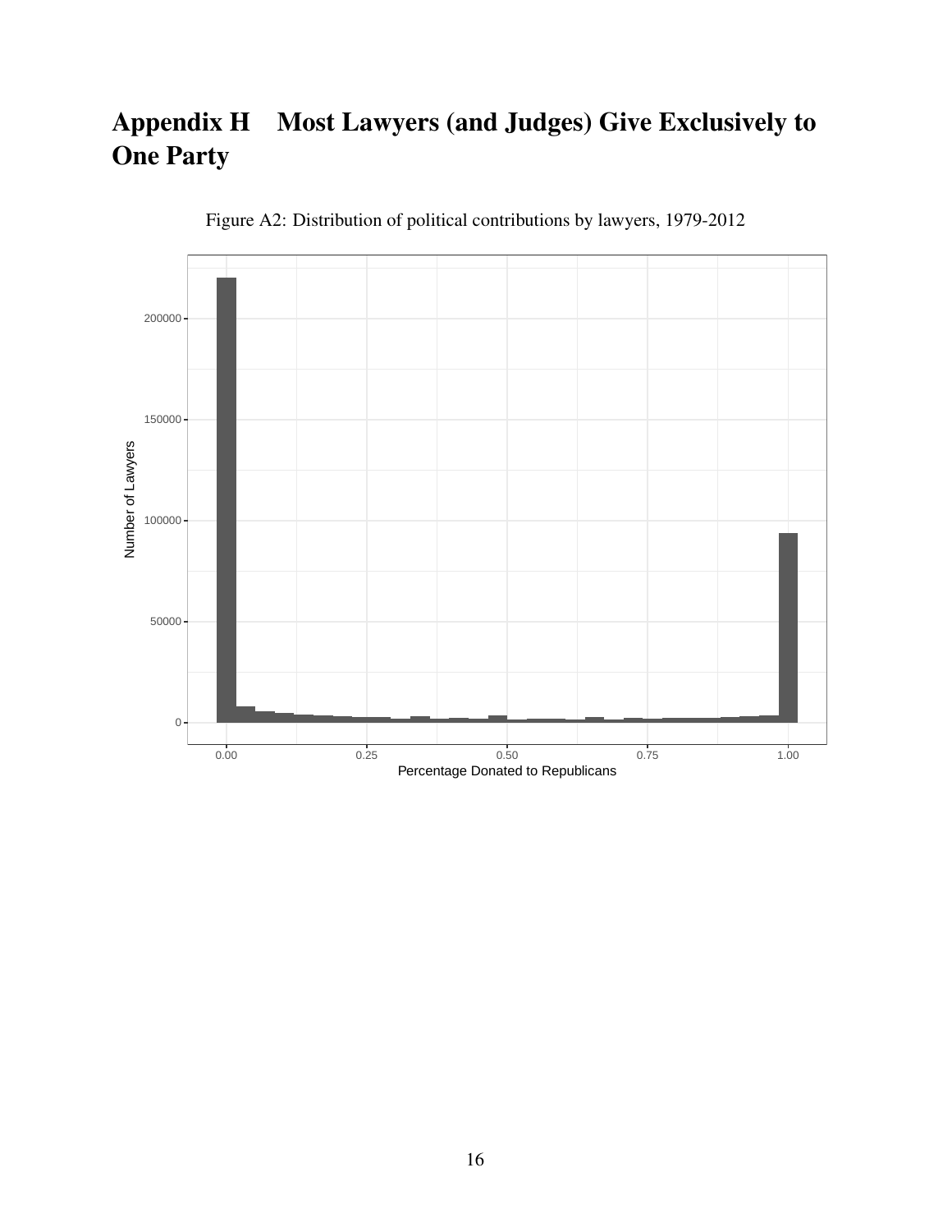# Appendix H Most Lawyers (and Judges) Give Exclusively to One Party

Figure A2: Distribution of political contributions by lawyers, 1979-2012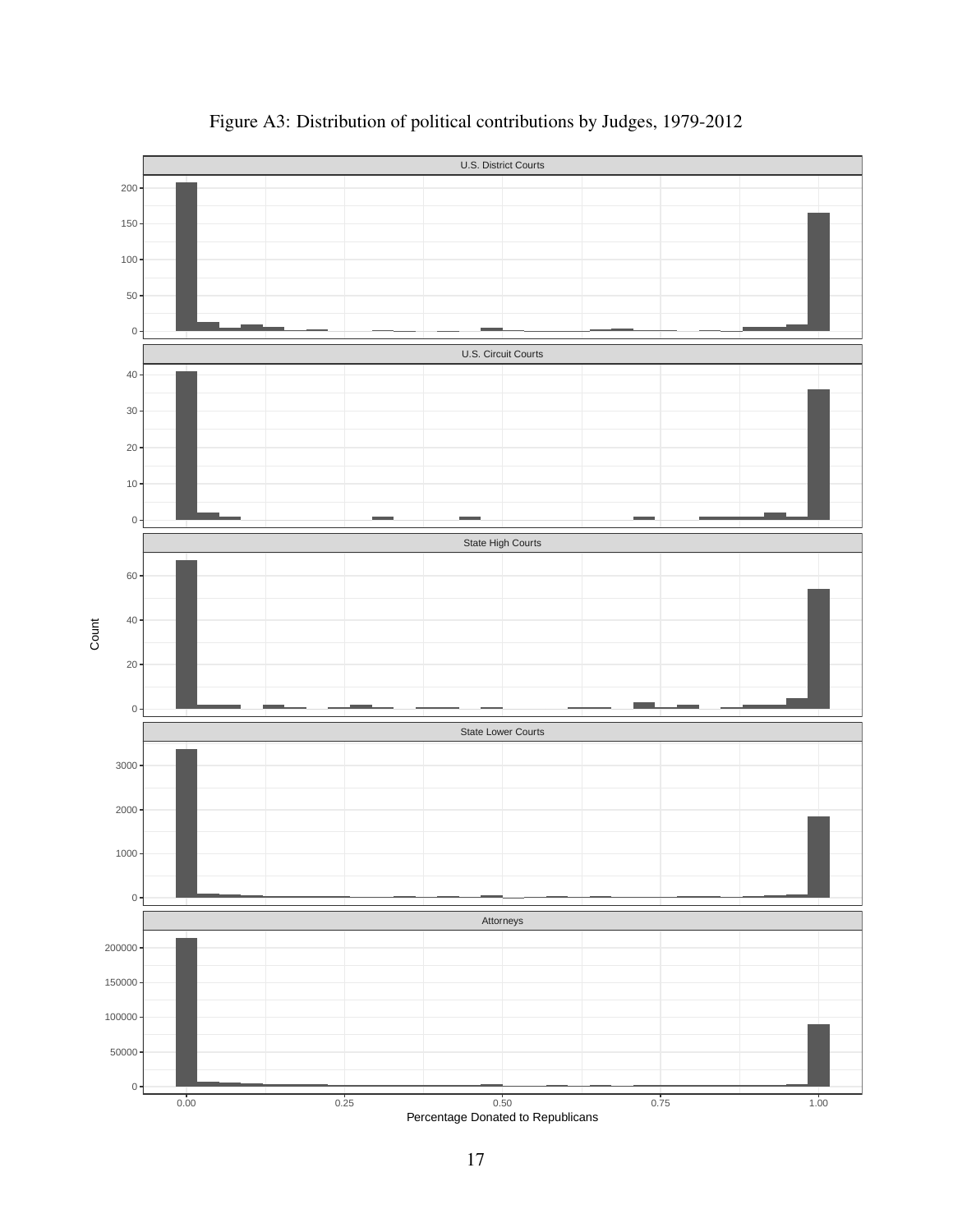Figure A3: Distribution of political contributions by Judges, 1979-2012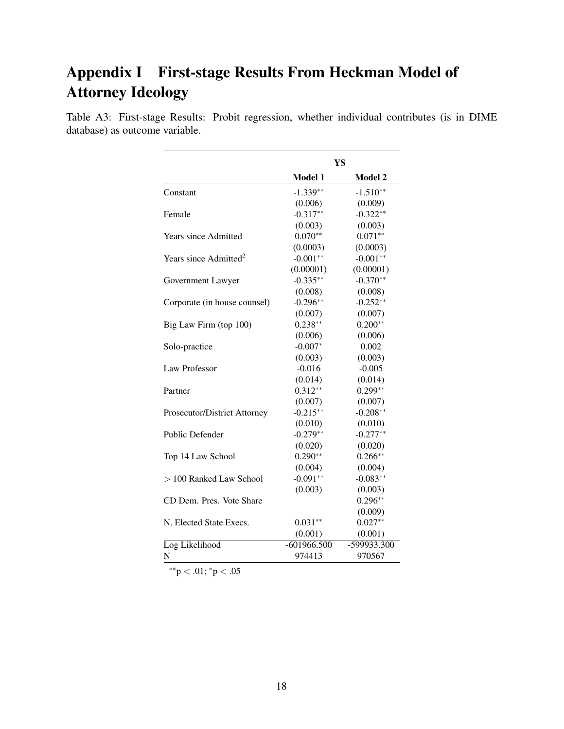# Appendix I First-stage Results From Heckman Model of Attorney Ideology

Table A3: First-stage Results: Probit regression, whether individual contributes (is in DIME database) as outcome variable.

| | **YS** | |
|---|---|---|
| | **Model 1** | **Model 2** |
| Constant | $-1.339^{**}$ | $-1.510^{**}$ |
| | (0.006) | (0.009) |
| Female | $-0.317^{**}$ | $-0.322^{**}$ |
| | (0.003) | (0.003) |
| Years since Admitted | $0.070^{**}$ | $0.071^{**}$ |
| | (0.0003) | (0.0003) |
| Years since Admitted$^2$ | $-0.001^{**}$ | $-0.001^{**}$ |
| | (0.00001) | (0.00001) |
| Government Lawyer | $-0.335^{**}$ | $-0.370^{**}$ |
| | (0.008) | (0.008) |
| Corporate (in house counsel) | $-0.296^{**}$ | $-0.252^{**}$ |
| | (0.007) | (0.007) |
| Big Law Firm (top 100) | $0.238^{**}$ | $0.200^{**}$ |
| | (0.006) | (0.006) |
| Solo-practice | $-0.007^{*}$ | 0.002 |
| | (0.003) | (0.003) |
| Law Professor | -0.016 | -0.005 |
| | (0.014) | (0.014) |
| Partner | $0.312^{**}$ | $0.299^{**}$ |
| | (0.007) | (0.007) |
| Prosecutor/District Attorney | $-0.215^{**}$ | $-0.208^{**}$ |
| | (0.010) | (0.010) |
| Public Defender | $-0.279^{**}$ | $-0.277^{**}$ |
| | (0.020) | (0.020) |
| Top 14 Law School | $0.290^{**}$ | $0.266^{**}$ |
| | (0.004) | (0.004) |
| $>$ 100 Ranked Law School | $-0.091^{**}$ | $-0.083^{**}$ |
| | (0.003) | (0.003) |
| CD Dem. Pres. Vote Share | | $0.296^{**}$ |
| | | (0.009) |
| N. Elected State Execs. | $0.031^{**}$ | $0.027^{**}$ |
| | (0.001) | (0.001) |
| Log Likelihood | -601966.500 | -599933.300 |
| N | 974413 | 970567 |

$^{**}p < .01$; $^{*}p < .05$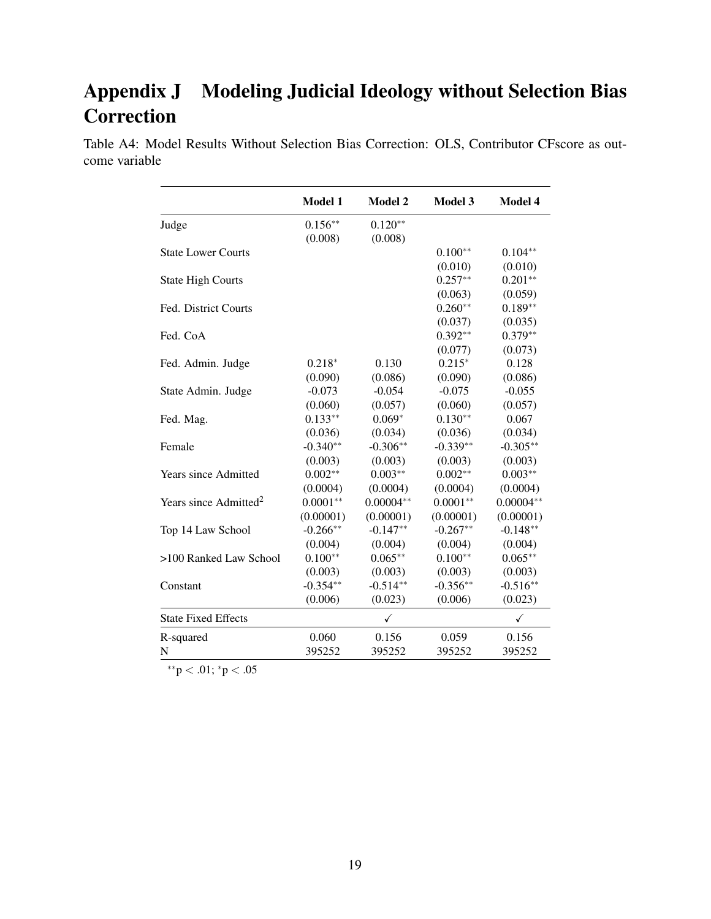# Appendix J Modeling Judicial Ideology without Selection Bias Correction

Table A4: Model Results Without Selection Bias Correction: OLS, Contributor CFscore as outcome variable

| | Model 1 | Model 2 | Model 3 | Model 4 |
|---|---|---|---|---|
| Judge | 0.156** | 0.120** | | |
| | (0.008) | (0.008) | | |
| State Lower Courts | | | 0.100** | 0.104** |
| | | | (0.010) | (0.010) |
| State High Courts | | | 0.257** | 0.201** |
| | | | (0.063) | (0.059) |
| Fed. District Courts | | | 0.260** | 0.189** |
| | | | (0.037) | (0.035) |
| Fed. CoA | | | 0.392** | 0.379** |
| | | | (0.077) | (0.073) |
| Fed. Admin. Judge | 0.218* | 0.130 | 0.215* | 0.128 |
| | (0.090) | (0.086) | (0.090) | (0.086) |
| State Admin. Judge | -0.073 | -0.054 | -0.075 | -0.055 |
| | (0.060) | (0.057) | (0.060) | (0.057) |
| Fed. Mag. | 0.133** | 0.069* | 0.130** | 0.067 |
| | (0.036) | (0.034) | (0.036) | (0.034) |
| Female | -0.340** | -0.306** | -0.339** | -0.305** |
| | (0.003) | (0.003) | (0.003) | (0.003) |
| Years since Admitted | 0.002** | 0.003** | 0.002** | 0.003** |
| | (0.0004) | (0.0004) | (0.0004) | (0.0004) |
| Years since Admitted$^2$ | 0.0001** | 0.00004** | 0.0001** | 0.00004** |
| | (0.00001) | (0.00001) | (0.00001) | (0.00001) |
| Top 14 Law School | -0.266** | -0.147** | -0.267** | -0.148** |
| | (0.004) | (0.004) | (0.004) | (0.004) |
| >100 Ranked Law School | 0.100** | 0.065** | 0.100** | 0.065** |
| | (0.003) | (0.003) | (0.003) | (0.003) |
| Constant | -0.354** | -0.514** | -0.356** | -0.516** |
| | (0.006) | (0.023) | (0.006) | (0.023) |
| State Fixed Effects | | ✓ | | ✓ |
| R-squared | 0.060 | 0.156 | 0.059 | 0.156 |
| N | 395252 | 395252 | 395252 | 395252 |

$^{**}p < .01$; $^{*}p < .05$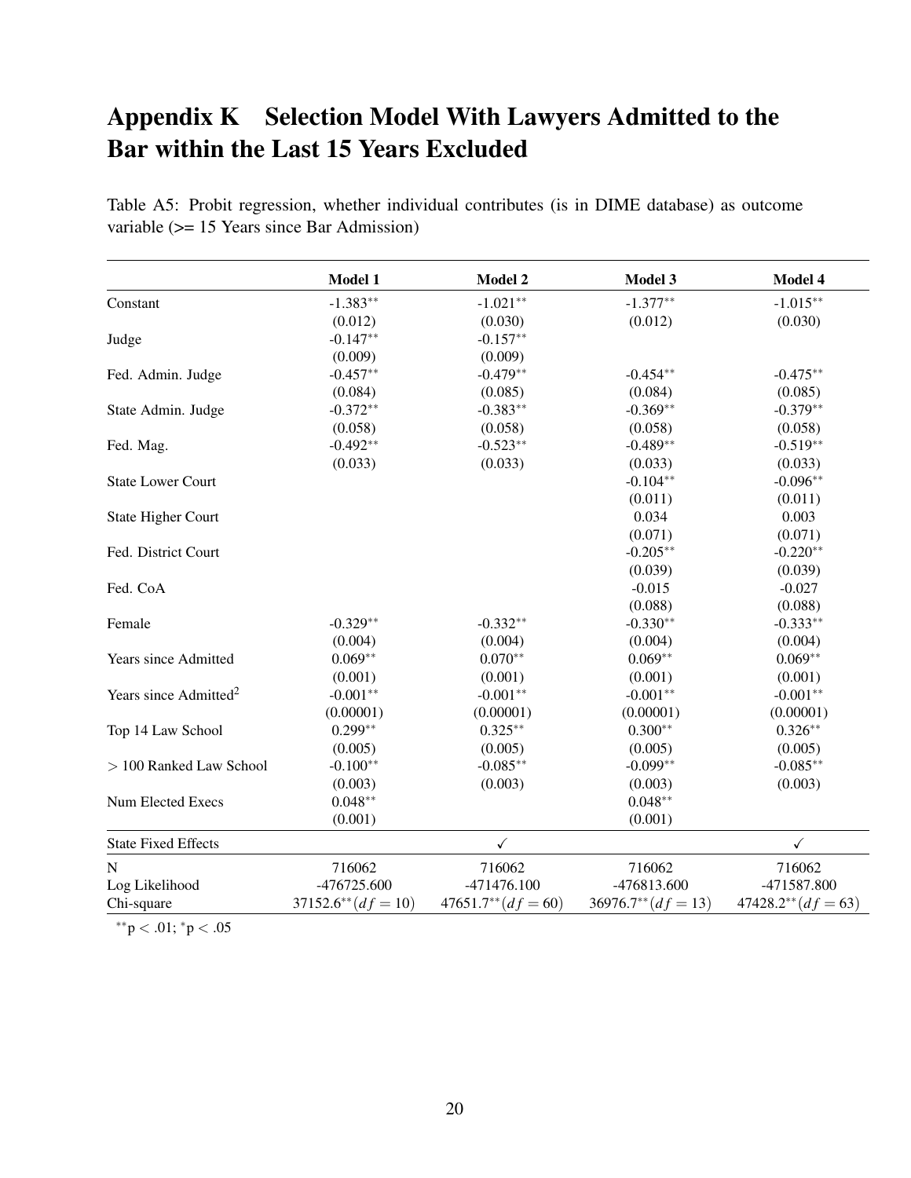# Appendix K Selection Model With Lawyers Admitted to the Bar within the Last 15 Years Excluded

Table A5: Probit regression, whether individual contributes (is in DIME database) as outcome variable (>= 15 Years since Bar Admission)

| | Model 1 | Model 2 | Model 3 | Model 4 |
|---|---|---|---|---|
| Constant | -1.383** | -1.021** | -1.377** | -1.015** |
| | (0.012) | (0.030) | (0.012) | (0.030) |
| Judge | -0.147** | -0.157** | | |
| | (0.009) | (0.009) | | |
| Fed. Admin. Judge | -0.457** | -0.479** | -0.454** | -0.475** |
| | (0.084) | (0.085) | (0.084) | (0.085) |
| State Admin. Judge | -0.372** | -0.383** | -0.369** | -0.379** |
| | (0.058) | (0.058) | (0.058) | (0.058) |
| Fed. Mag. | -0.492** | -0.523** | -0.489** | -0.519** |
| | (0.033) | (0.033) | (0.033) | (0.033) |
| State Lower Court | | | -0.104** | -0.096** |
| | | | (0.011) | (0.011) |
| State Higher Court | | | 0.034 | 0.003 |
| | | | (0.071) | (0.071) |
| Fed. District Court | | | -0.205** | -0.220** |
| | | | (0.039) | (0.039) |
| Fed. CoA | | | -0.015 | -0.027 |
| | | | (0.088) | (0.088) |
| Female | -0.329** | -0.332** | -0.330** | -0.333** |
| | (0.004) | (0.004) | (0.004) | (0.004) |
| Years since Admitted | 0.069** | 0.070** | 0.069** | 0.069** |
| | (0.001) | (0.001) | (0.001) | (0.001) |
| Years since Admitted$^2$ | -0.001** | -0.001** | -0.001** | -0.001** |
| | (0.00001) | (0.00001) | (0.00001) | (0.00001) |
| Top 14 Law School | 0.299** | 0.325** | 0.300** | 0.326** |
| | (0.005) | (0.005) | (0.005) | (0.005) |
| > 100 Ranked Law School | -0.100** | -0.085** | -0.099** | -0.085** |
| | (0.003) | (0.003) | (0.003) | (0.003) |
| Num Elected Execs | 0.048** | | 0.048** | |
| | (0.001) | | (0.001) | |
| State Fixed Effects | | ✓ | | ✓ |
| N | 716062 | 716062 | 716062 | 716062 |
| Log Likelihood | -476725.600 | -471476.100 | -476813.600 | -471587.800 |
| Chi-square | 37152.6** $(df = 10)$ | 47651.7** $(df = 60)$ | 36976.7** $(df = 13)$ | 47428.2** $(df = 63)$ |

**p < .01; *p < .05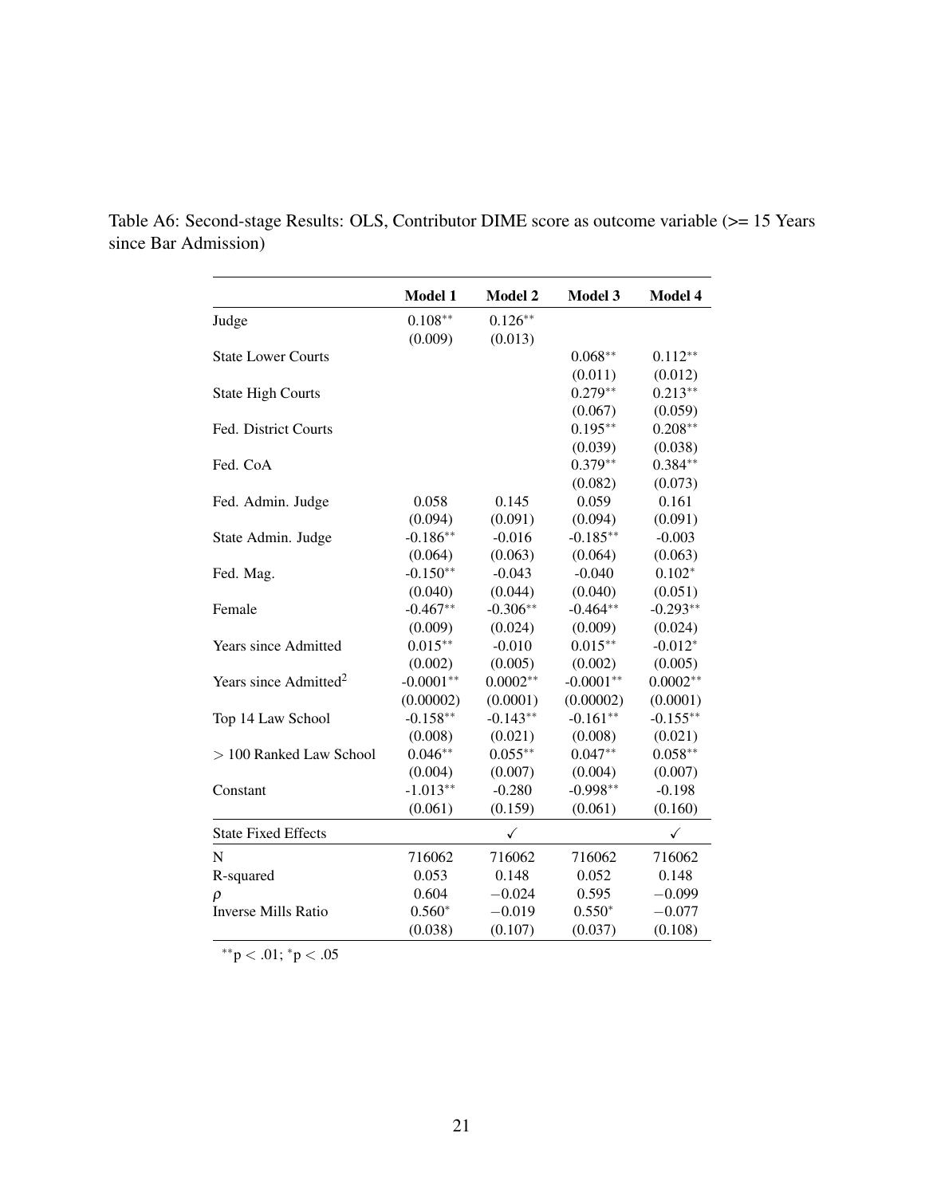Table A6: Second-stage Results: OLS, Contributor DIME score as outcome variable (>= 15 Years since Bar Admission)

| | **Model 1** | **Model 2** | **Model 3** | **Model 4** |
|---|---|---|---|---|
| Judge | 0.108** | 0.126** | | |
| | (0.009) | (0.013) | | |
| State Lower Courts | | | 0.068** | 0.112** |
| | | | (0.011) | (0.012) |
| State High Courts | | | 0.279** | 0.213** |
| | | | (0.067) | (0.059) |
| Fed. District Courts | | | 0.195** | 0.208** |
| | | | (0.039) | (0.038) |
| Fed. CoA | | | 0.379** | 0.384** |
| | | | (0.082) | (0.073) |
| Fed. Admin. Judge | 0.058 | 0.145 | 0.059 | 0.161 |
| | (0.094) | (0.091) | (0.094) | (0.091) |
| State Admin. Judge | -0.186** | -0.016 | -0.185** | -0.003 |
| | (0.064) | (0.063) | (0.064) | (0.063) |
| Fed. Mag. | -0.150** | -0.043 | -0.040 | 0.102* |
| | (0.040) | (0.044) | (0.040) | (0.051) |
| Female | -0.467** | -0.306** | -0.464** | -0.293** |
| | (0.009) | (0.024) | (0.009) | (0.024) |
| Years since Admitted | 0.015** | -0.010 | 0.015** | -0.012* |
| | (0.002) | (0.005) | (0.002) | (0.005) |
| Years since Admitted$^2$ | -0.0001** | 0.0002** | -0.0001** | 0.0002** |
| | (0.00002) | (0.0001) | (0.00002) | (0.0001) |
| Top 14 Law School | -0.158** | -0.143** | -0.161** | -0.155** |
| | (0.008) | (0.021) | (0.008) | (0.021) |
| $>$ 100 Ranked Law School | 0.046** | 0.055** | 0.047** | 0.058** |
| | (0.004) | (0.007) | (0.004) | (0.007) |
| Constant | -1.013** | -0.280 | -0.998** | -0.198 |
| | (0.061) | (0.159) | (0.061) | (0.160) |
| State Fixed Effects | | ✓ | | ✓ |
| N | 716062 | 716062 | 716062 | 716062 |
| R-squared | 0.053 | 0.148 | 0.052 | 0.148 |
| $\rho$ | 0.604 | $-0.024$ | 0.595 | $-0.099$ |
| Inverse Mills Ratio | 0.560* | $-0.019$ | 0.550* | $-0.077$ |
| | (0.038) | (0.107) | (0.037) | (0.108) |

**p $<$ .01; *p $<$ .05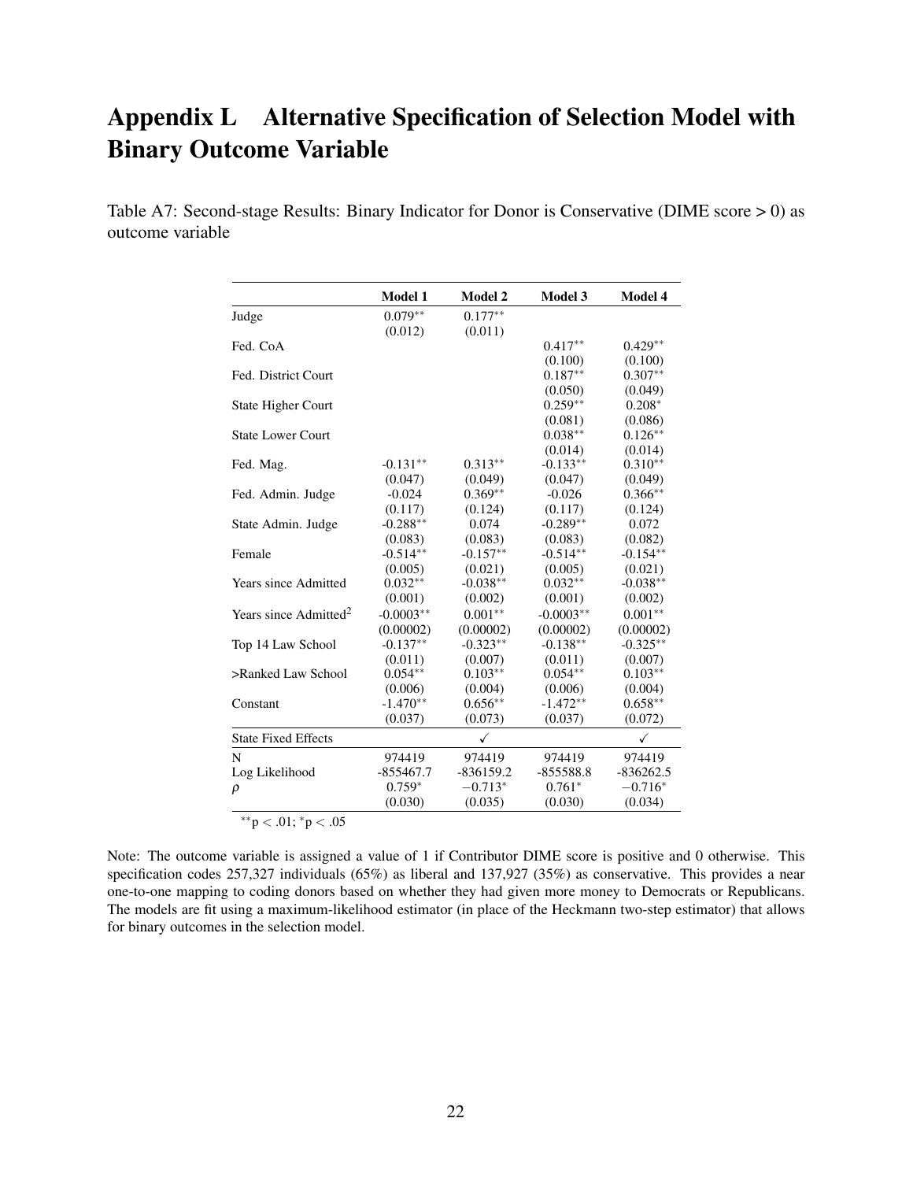# Appendix L Alternative Specification of Selection Model with Binary Outcome Variable

Table A7: Second-stage Results: Binary Indicator for Donor is Conservative (DIME score > 0) as outcome variable

| | Model 1 | Model 2 | Model 3 | Model 4 |
|---|---|---|---|---|
| Judge | $0.079^{**}$ | $0.177^{**}$ | | |
| | (0.012) | (0.011) | | |
| Fed. CoA | | | $0.417^{**}$ | $0.429^{**}$ |
| | | | (0.100) | (0.100) |
| Fed. District Court | | | $0.187^{**}$ | $0.307^{**}$ |
| | | | (0.050) | (0.049) |
| State Higher Court | | | $0.259^{**}$ | $0.208^{*}$ |
| | | | (0.081) | (0.086) |
| State Lower Court | | | $0.038^{**}$ | $0.126^{**}$ |
| | | | (0.014) | (0.014) |
| Fed. Mag. | $-0.131^{**}$ | $0.313^{**}$ | $-0.133^{**}$ | $0.310^{**}$ |
| | (0.047) | (0.049) | (0.047) | (0.049) |
| Fed. Admin. Judge | -0.024 | $0.369^{**}$ | -0.026 | $0.366^{**}$ |
| | (0.117) | (0.124) | (0.117) | (0.124) |
| State Admin. Judge | $-0.288^{**}$ | 0.074 | $-0.289^{**}$ | 0.072 |
| | (0.083) | (0.083) | (0.083) | (0.082) |
| Female | $-0.514^{**}$ | $-0.157^{**}$ | $-0.514^{**}$ | $-0.154^{**}$ |
| | (0.005) | (0.021) | (0.005) | (0.021) |
| Years since Admitted | $0.032^{**}$ | $-0.038^{**}$ | $0.032^{**}$ | $-0.038^{**}$ |
| | (0.001) | (0.002) | (0.001) | (0.002) |
| Years since Admitted$^2$ | $-0.0003^{**}$ | $0.001^{**}$ | $-0.0003^{**}$ | $0.001^{**}$ |
| | (0.00002) | (0.00002) | (0.00002) | (0.00002) |
| Top 14 Law School | $-0.137^{**}$ | $-0.323^{**}$ | $-0.138^{**}$ | $-0.325^{**}$ |
| | (0.011) | (0.007) | (0.011) | (0.007) |
| >Ranked Law School | $0.054^{**}$ | $0.103^{**}$ | $0.054^{**}$ | $0.103^{**}$ |
| | (0.006) | (0.004) | (0.006) | (0.004) |
| Constant | $-1.470^{**}$ | $0.656^{**}$ | $-1.472^{**}$ | $0.658^{**}$ |
| | (0.037) | (0.073) | (0.037) | (0.072) |
| State Fixed Effects | | ✓ | | ✓ |
| N | 974419 | 974419 | 974419 | 974419 |
| Log Likelihood | -855467.7 | -836159.2 | -855588.8 | -836262.5 |
| $\rho$ | $0.759^{*}$ | $-0.713^{*}$ | $0.761^{*}$ | $-0.716^{*}$ |
| | (0.030) | (0.035) | (0.030) | (0.034) |

$^{**}p < .01$; $^{*}p < .05$

Note: The outcome variable is assigned a value of 1 if Contributor DIME score is positive and 0 otherwise. This specification codes 257,327 individuals (65%) as liberal and 137,927 (35%) as conservative. This provides a near one-to-one mapping to coding donors based on whether they had given more money to Democrats or Republicans. The models are fit using a maximum-likelihood estimator (in place of the Heckmann two-step estimator) that allows for binary outcomes in the selection model.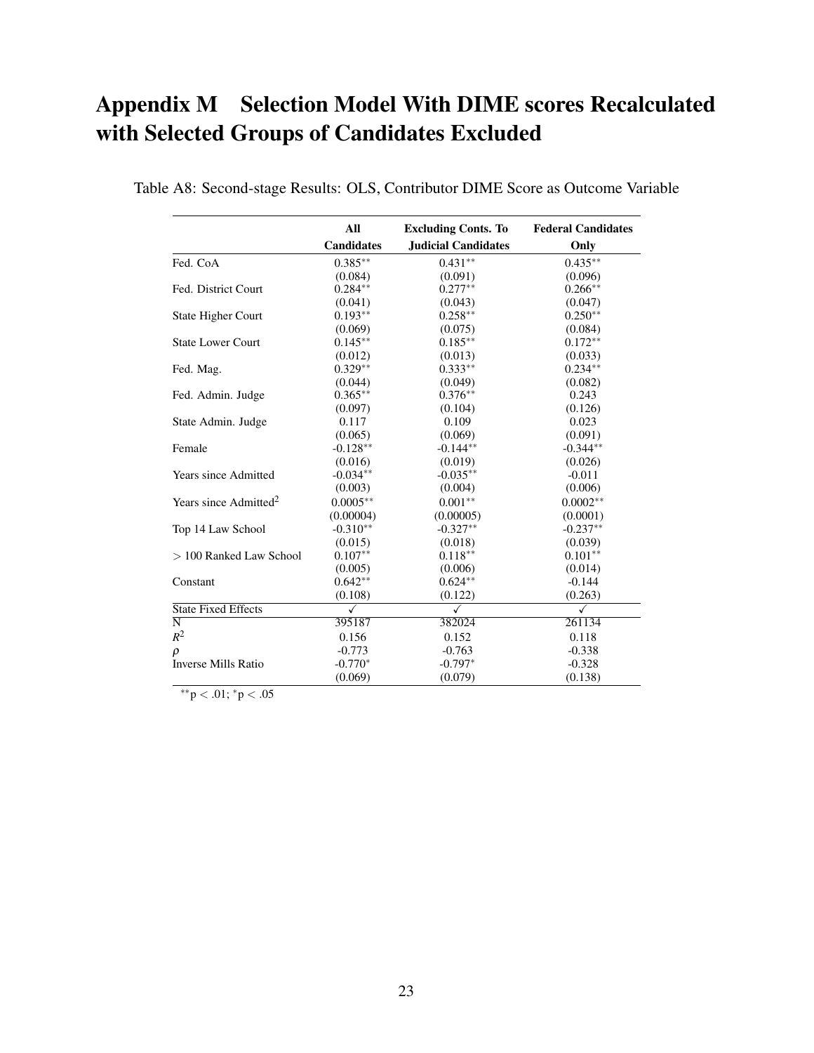# Appendix M Selection Model With DIME scores Recalculated with Selected Groups of Candidates Excluded

Table A8: Second-stage Results: OLS, Contributor DIME Score as Outcome Variable

| | **All Candidates** | **Excluding Conts. To Judicial Candidates** | **Federal Candidates Only** |
|---|---|---|---|
| Fed. CoA | 0.385** | 0.431** | 0.435** |
| | (0.084) | (0.091) | (0.096) |
| Fed. District Court | 0.284** | 0.277** | 0.266** |
| | (0.041) | (0.043) | (0.047) |
| State Higher Court | 0.193** | 0.258** | 0.250** |
| | (0.069) | (0.075) | (0.084) |
| State Lower Court | 0.145** | 0.185** | 0.172** |
| | (0.012) | (0.013) | (0.033) |
| Fed. Mag. | 0.329** | 0.333** | 0.234** |
| | (0.044) | (0.049) | (0.082) |
| Fed. Admin. Judge | 0.365** | 0.376** | 0.243 |
| | (0.097) | (0.104) | (0.126) |
| State Admin. Judge | 0.117 | 0.109 | 0.023 |
| | (0.065) | (0.069) | (0.091) |
| Female | -0.128** | -0.144** | -0.344** |
| | (0.016) | (0.019) | (0.026) |
| Years since Admitted | -0.034** | -0.035** | -0.011 |
| | (0.003) | (0.004) | (0.006) |
| Years since Admitted$^2$ | 0.0005** | 0.001** | 0.0002** |
| | (0.00004) | (0.00005) | (0.0001) |
| Top 14 Law School | -0.310** | -0.327** | -0.237** |
| | (0.015) | (0.018) | (0.039) |
| $>$ 100 Ranked Law School | 0.107** | 0.118** | 0.101** |
| | (0.005) | (0.006) | (0.014) |
| Constant | 0.642** | 0.624** | -0.144 |
| | (0.108) | (0.122) | (0.263) |
| State Fixed Effects | ✓ | ✓ | ✓ |
| N | 395187 | 382024 | 261134 |
| $R^2$ | 0.156 | 0.152 | 0.118 |
| $\rho$ | -0.773 | -0.763 | -0.338 |
| Inverse Mills Ratio | -0.770* | -0.797* | -0.328 |
| | (0.069) | (0.079) | (0.138) |

**$p < .01$; *$p < .05$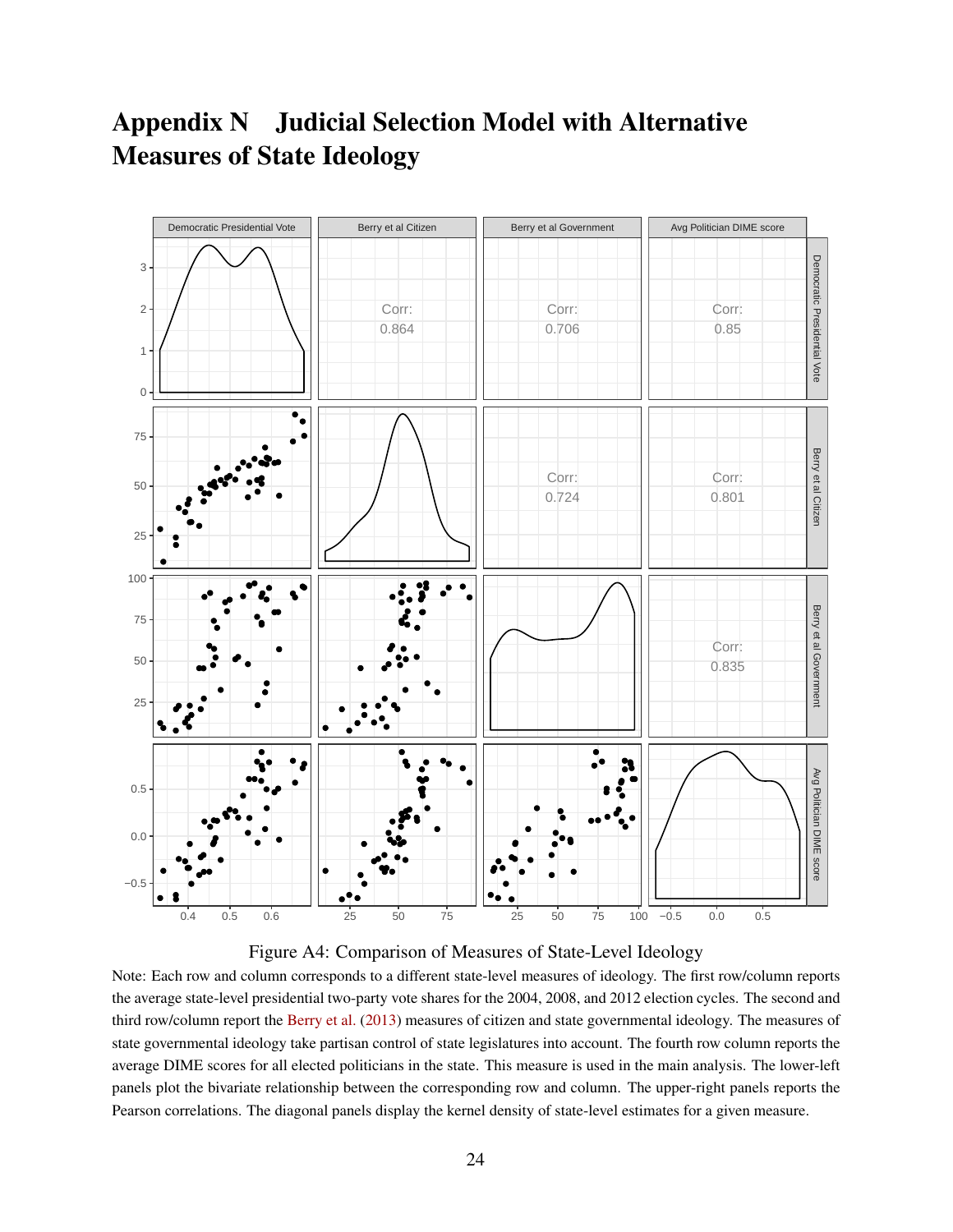# Appendix N Judicial Selection Model with Alternative Measures of State Ideology

Figure A4: Comparison of Measures of State-Level Ideology

Note: Each row and column corresponds to a different state-level measures of ideology. The first row/column reports the average state-level presidential two-party vote shares for the 2004, 2008, and 2012 election cycles. The second and third row/column report the Berry et al. (2013) measures of citizen and state governmental ideology. The measures of state governmental ideology take partisan control of state legislatures into account. The fourth row column reports the average DIME scores for all elected politicians in the state. This measure is used in the main analysis. The lower-left panels plot the bivariate relationship between the corresponding row and column. The upper-right panels reports the Pearson correlations. The diagonal panels display the kernel density of state-level estimates for a given measure.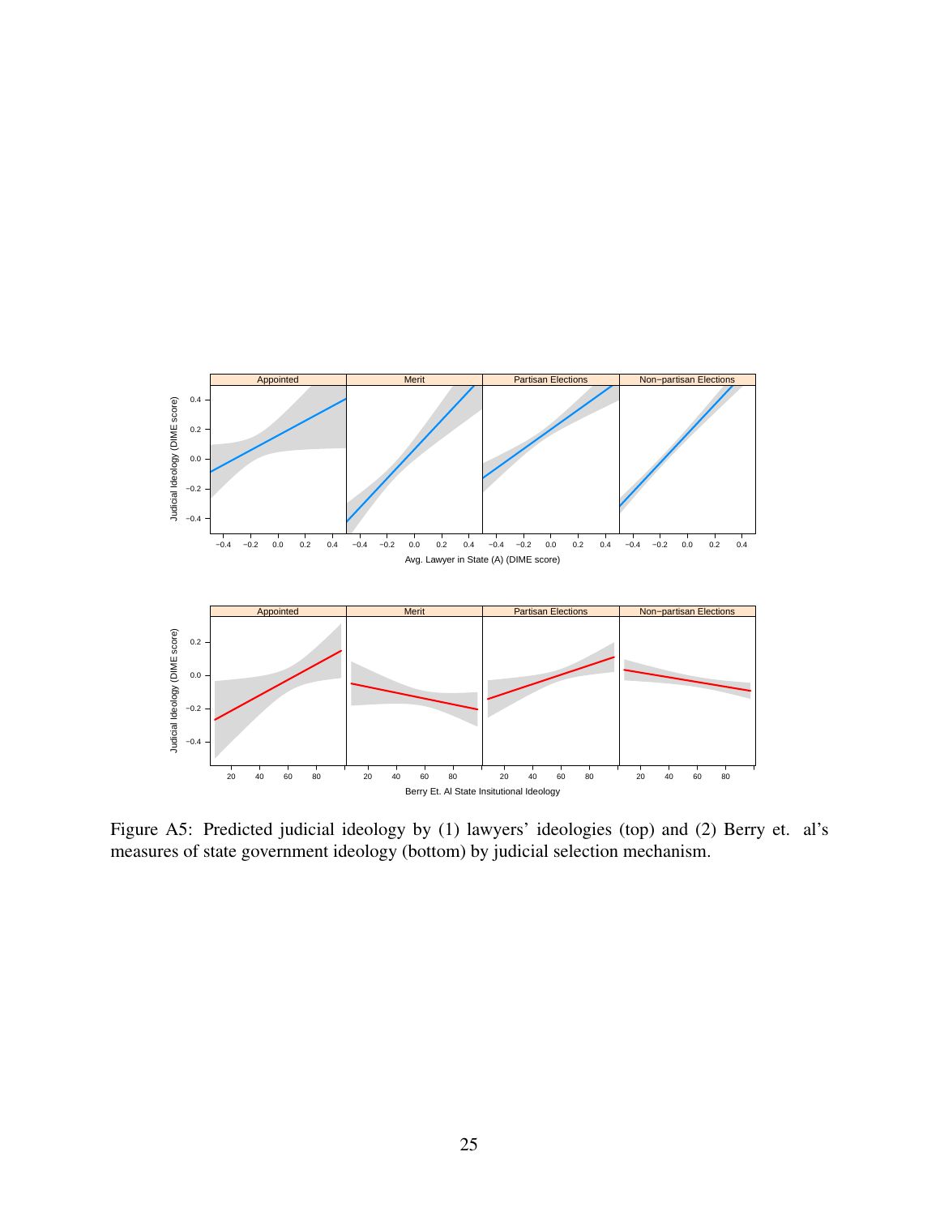Figure A5: Predicted judicial ideology by (1) lawyers' ideologies (top) and (2) Berry et. al's measures of state government ideology (bottom) by judicial selection mechanism.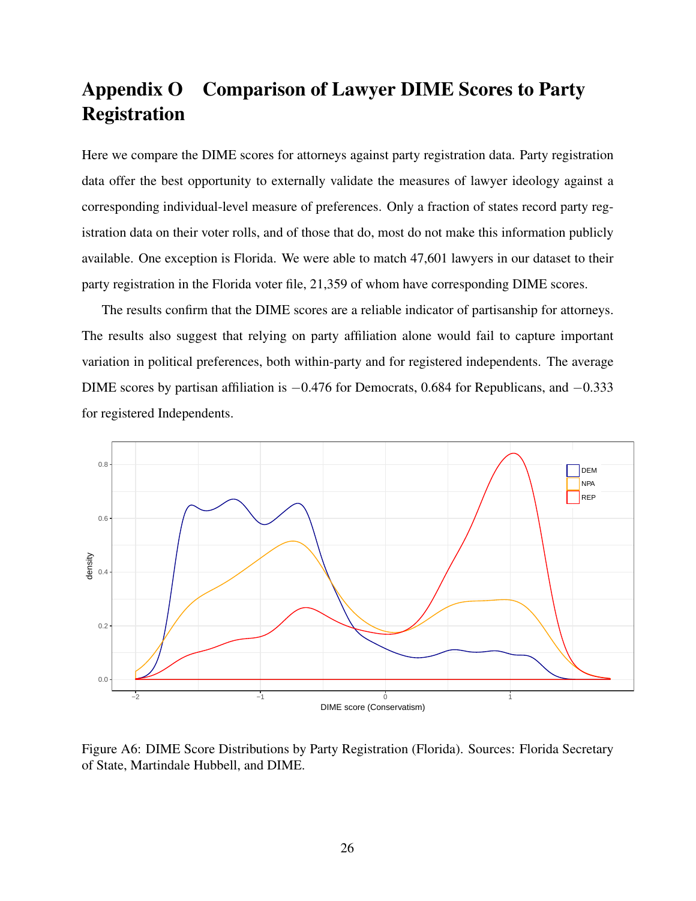# Appendix O Comparison of Lawyer DIME Scores to Party Registration

Here we compare the DIME scores for attorneys against party registration data. Party registration data offer the best opportunity to externally validate the measures of lawyer ideology against a corresponding individual-level measure of preferences. Only a fraction of states record party registration data on their voter rolls, and of those that do, most do not make this information publicly available. One exception is Florida. We were able to match 47,601 lawyers in our dataset to their party registration in the Florida voter file, 21,359 of whom have corresponding DIME scores.

The results confirm that the DIME scores are a reliable indicator of partisanship for attorneys. The results also suggest that relying on party affiliation alone would fail to capture important variation in political preferences, both within-party and for registered independents. The average DIME scores by partisan affiliation is $-0.476$ for Democrats, 0.684 for Republicans, and $-0.333$ for registered Independents.

Figure A6: DIME Score Distributions by Party Registration (Florida). Sources: Florida Secretary of State, Martindale Hubbell, and DIME.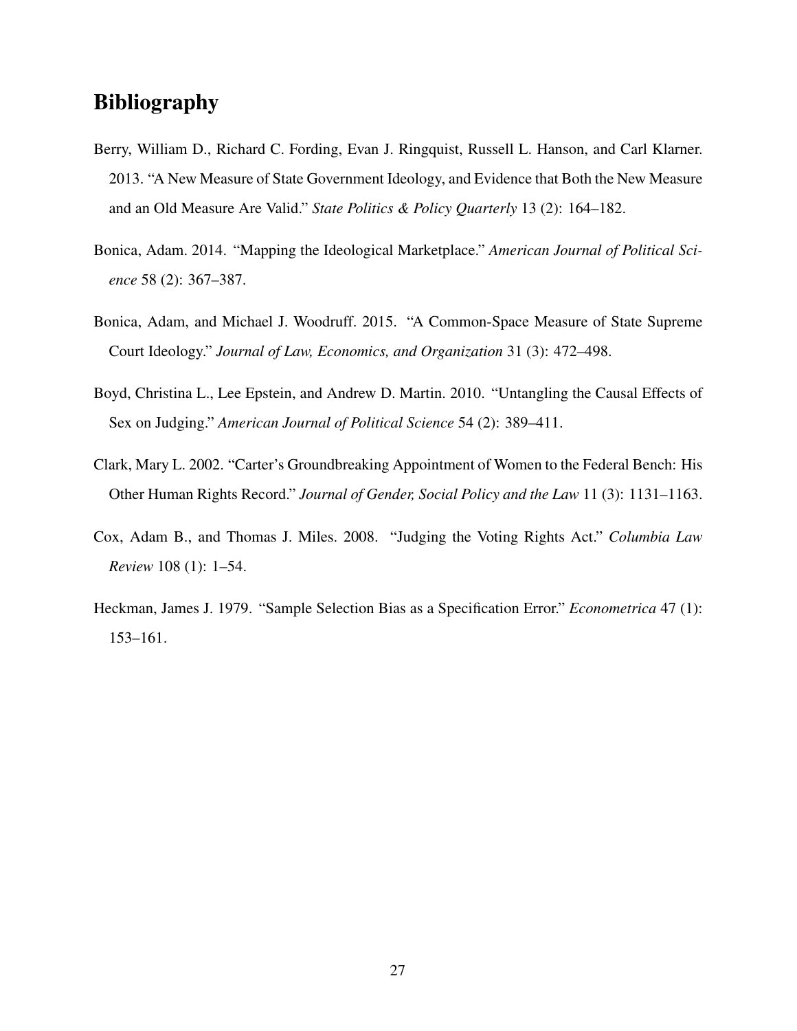# Bibliography

Berry, William D., Richard C. Fording, Evan J. Ringquist, Russell L. Hanson, and Carl Klarner. 2013. "A New Measure of State Government Ideology, and Evidence that Both the New Measure and an Old Measure Are Valid." *State Politics & Policy Quarterly* 13 (2): 164–182.

Bonica, Adam. 2014. "Mapping the Ideological Marketplace." *American Journal of Political Science* 58 (2): 367–387.

Bonica, Adam, and Michael J. Woodruff. 2015. "A Common-Space Measure of State Supreme Court Ideology." *Journal of Law, Economics, and Organization* 31 (3): 472–498.

Boyd, Christina L., Lee Epstein, and Andrew D. Martin. 2010. "Untangling the Causal Effects of Sex on Judging." *American Journal of Political Science* 54 (2): 389–411.

Clark, Mary L. 2002. "Carter's Groundbreaking Appointment of Women to the Federal Bench: His Other Human Rights Record." *Journal of Gender, Social Policy and the Law* 11 (3): 1131–1163.

Cox, Adam B., and Thomas J. Miles. 2008. "Judging the Voting Rights Act." *Columbia Law Review* 108 (1): 1–54.

Heckman, James J. 1979. "Sample Selection Bias as a Specification Error." *Econometrica* 47 (1): 153–161.